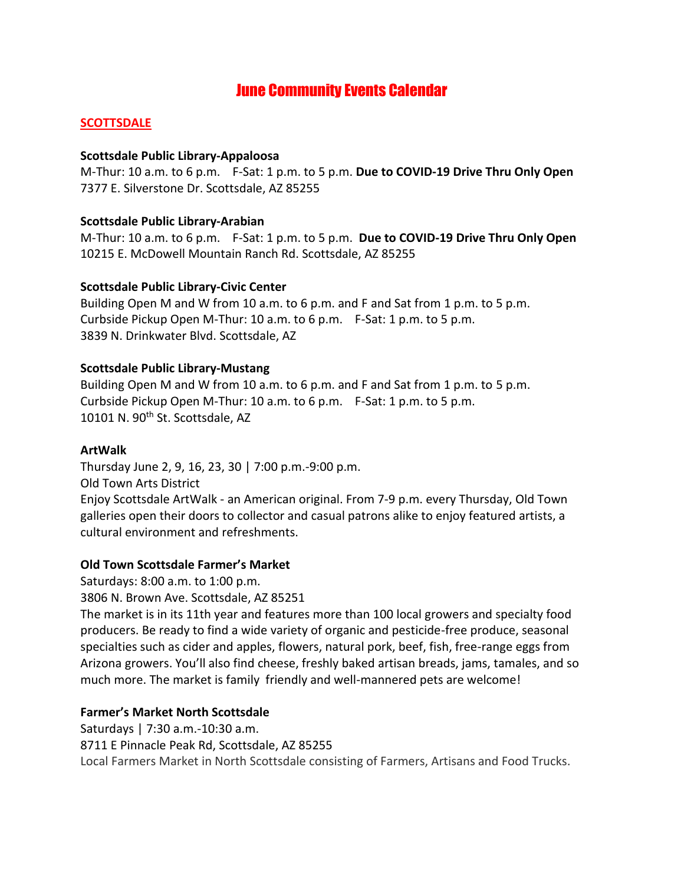# June Community Events Calendar

## SCOTTSDALE

**Scottsdale Public Library-Appaloosa**
M-Thur: 10 a.m. to 6 p.m.    F-Sat: 1 p.m. to 5 p.m. **Due to COVID-19 Drive Thru Only Open**
7377 E. Silverstone Dr. Scottsdale, AZ 85255

**Scottsdale Public Library-Arabian**
M-Thur: 10 a.m. to 6 p.m.    F-Sat: 1 p.m. to 5 p.m.  **Due to COVID-19 Drive Thru Only Open**
10215 E. McDowell Mountain Ranch Rd. Scottsdale, AZ 85255

**Scottsdale Public Library-Civic Center**
Building Open M and W from 10 a.m. to 6 p.m. and F and Sat from 1 p.m. to 5 p.m.
Curbside Pickup Open M-Thur: 10 a.m. to 6 p.m.    F-Sat: 1 p.m. to 5 p.m.
3839 N. Drinkwater Blvd. Scottsdale, AZ

**Scottsdale Public Library-Mustang**
Building Open M and W from 10 a.m. to 6 p.m. and F and Sat from 1 p.m. to 5 p.m.
Curbside Pickup Open M-Thur: 10 a.m. to 6 p.m.    F-Sat: 1 p.m. to 5 p.m.
10101 N. 90th St. Scottsdale, AZ

**ArtWalk**
Thursday June 2, 9, 16, 23, 30 | 7:00 p.m.-9:00 p.m.
Old Town Arts District
Enjoy Scottsdale ArtWalk - an American original. From 7-9 p.m. every Thursday, Old Town galleries open their doors to collector and casual patrons alike to enjoy featured artists, a cultural environment and refreshments.

**Old Town Scottsdale Farmer's Market**
Saturdays: 8:00 a.m. to 1:00 p.m.
3806 N. Brown Ave. Scottsdale, AZ 85251
The market is in its 11th year and features more than 100 local growers and specialty food producers. Be ready to find a wide variety of organic and pesticide-free produce, seasonal specialties such as cider and apples, flowers, natural pork, beef, fish, free-range eggs from Arizona growers. You'll also find cheese, freshly baked artisan breads, jams, tamales, and so much more. The market is family friendly and well-mannered pets are welcome!

**Farmer's Market North Scottsdale**
Saturdays | 7:30 a.m.-10:30 a.m.
8711 E Pinnacle Peak Rd, Scottsdale, AZ 85255
Local Farmers Market in North Scottsdale consisting of Farmers, Artisans and Food Trucks.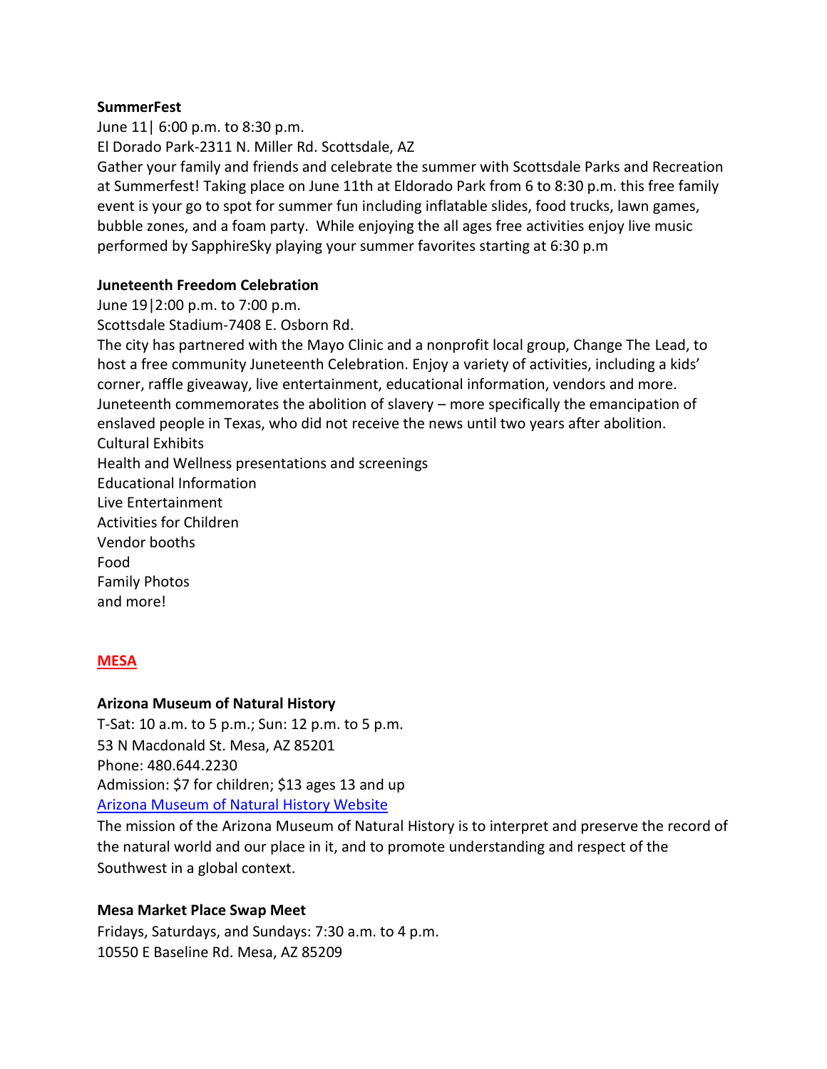**SummerFest**

June 11| 6:00 p.m. to 8:30 p.m.

El Dorado Park-2311 N. Miller Rd. Scottsdale, AZ

Gather your family and friends and celebrate the summer with Scottsdale Parks and Recreation at Summerfest! Taking place on June 11th at Eldorado Park from 6 to 8:30 p.m. this free family event is your go to spot for summer fun including inflatable slides, food trucks, lawn games, bubble zones, and a foam party. While enjoying the all ages free activities enjoy live music performed by SapphireSky playing your summer favorites starting at 6:30 p.m

**Juneteenth Freedom Celebration**

June 19|2:00 p.m. to 7:00 p.m.

Scottsdale Stadium-7408 E. Osborn Rd.

The city has partnered with the Mayo Clinic and a nonprofit local group, Change The Lead, to host a free community Juneteenth Celebration. Enjoy a variety of activities, including a kids' corner, raffle giveaway, live entertainment, educational information, vendors and more. Juneteenth commemorates the abolition of slavery – more specifically the emancipation of enslaved people in Texas, who did not receive the news until two years after abolition.

Cultural Exhibits
Health and Wellness presentations and screenings
Educational Information
Live Entertainment
Activities for Children
Vendor booths
Food
Family Photos
and more!

## MESA

**Arizona Museum of Natural History**

T-Sat: 10 a.m. to 5 p.m.; Sun: 12 p.m. to 5 p.m.

53 N Macdonald St. Mesa, AZ 85201

Phone: 480.644.2230

Admission: $7 for children; $13 ages 13 and up

Arizona Museum of Natural History Website

The mission of the Arizona Museum of Natural History is to interpret and preserve the record of the natural world and our place in it, and to promote understanding and respect of the Southwest in a global context.

**Mesa Market Place Swap Meet**

Fridays, Saturdays, and Sundays: 7:30 a.m. to 4 p.m.

10550 E Baseline Rd. Mesa, AZ 85209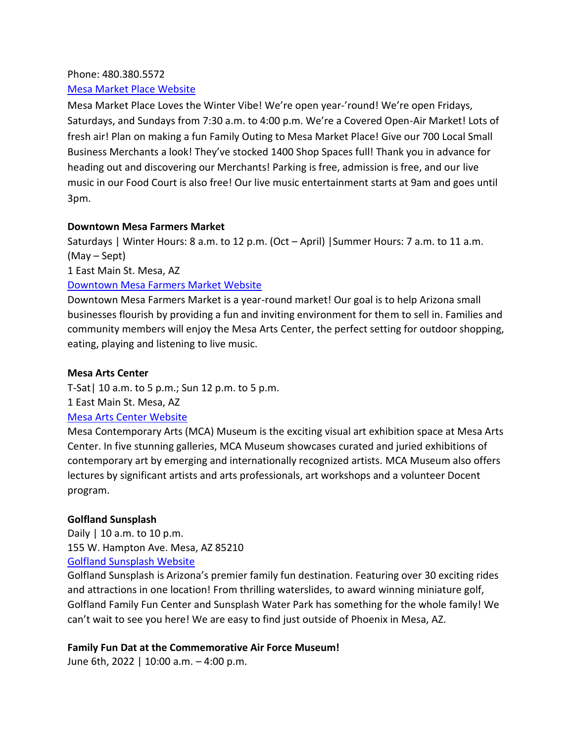Phone: 480.380.5572

Mesa Market Place Website

Mesa Market Place Loves the Winter Vibe! We're open year-'round! We're open Fridays, Saturdays, and Sundays from 7:30 a.m. to 4:00 p.m. We're a Covered Open-Air Market! Lots of fresh air! Plan on making a fun Family Outing to Mesa Market Place! Give our 700 Local Small Business Merchants a look! They've stocked 1400 Shop Spaces full! Thank you in advance for heading out and discovering our Merchants! Parking is free, admission is free, and our live music in our Food Court is also free! Our live music entertainment starts at 9am and goes until 3pm.

**Downtown Mesa Farmers Market**

Saturdays | Winter Hours: 8 a.m. to 12 p.m. (Oct – April) |Summer Hours: 7 a.m. to 11 a.m. (May – Sept)

1 East Main St. Mesa, AZ

Downtown Mesa Farmers Market Website

Downtown Mesa Farmers Market is a year-round market! Our goal is to help Arizona small businesses flourish by providing a fun and inviting environment for them to sell in. Families and community members will enjoy the Mesa Arts Center, the perfect setting for outdoor shopping, eating, playing and listening to live music.

**Mesa Arts Center**

T-Sat| 10 a.m. to 5 p.m.; Sun 12 p.m. to 5 p.m.

1 East Main St. Mesa, AZ

Mesa Arts Center Website

Mesa Contemporary Arts (MCA) Museum is the exciting visual art exhibition space at Mesa Arts Center. In five stunning galleries, MCA Museum showcases curated and juried exhibitions of contemporary art by emerging and internationally recognized artists. MCA Museum also offers lectures by significant artists and arts professionals, art workshops and a volunteer Docent program.

**Golfland Sunsplash**

Daily | 10 a.m. to 10 p.m.

155 W. Hampton Ave. Mesa, AZ 85210

Golfland Sunsplash Website

Golfland Sunsplash is Arizona's premier family fun destination. Featuring over 30 exciting rides and attractions in one location! From thrilling waterslides, to award winning miniature golf, Golfland Family Fun Center and Sunsplash Water Park has something for the whole family! We can't wait to see you here! We are easy to find just outside of Phoenix in Mesa, AZ.

**Family Fun Dat at the Commemorative Air Force Museum!**

June 6th, 2022 | 10:00 a.m. – 4:00 p.m.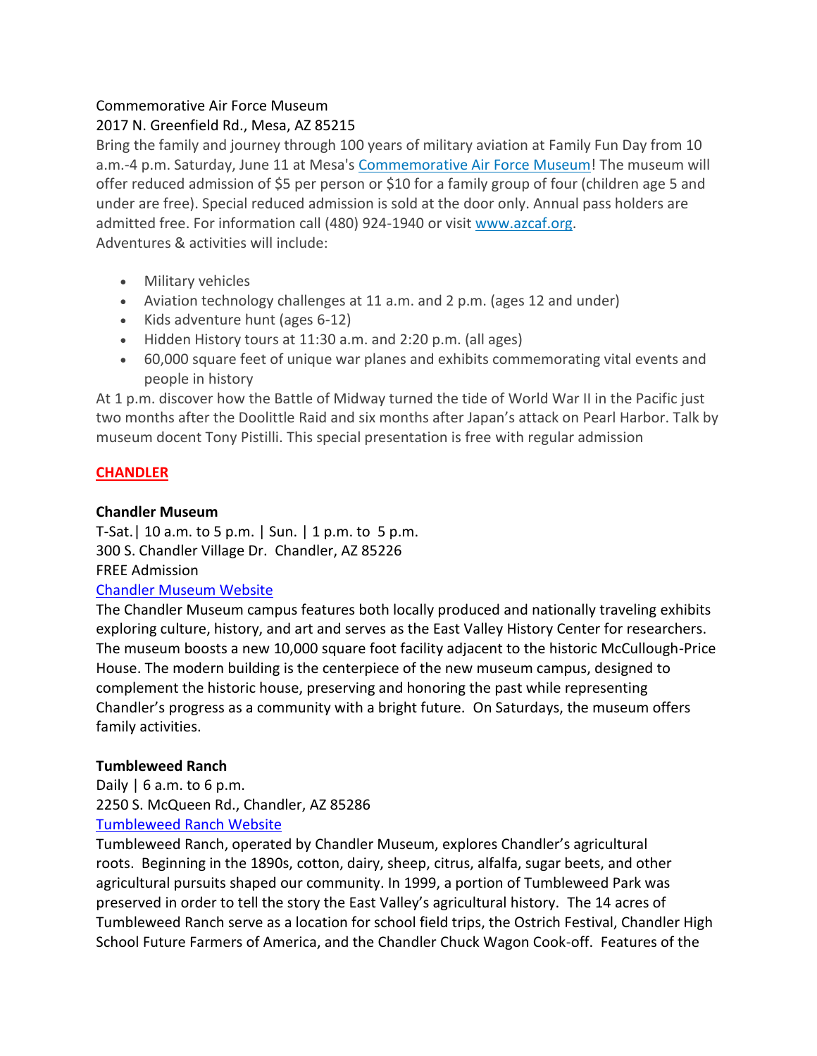Commemorative Air Force Museum
2017 N. Greenfield Rd., Mesa, AZ 85215

Bring the family and journey through 100 years of military aviation at Family Fun Day from 10 a.m.-4 p.m. Saturday, June 11 at Mesa's [Commemorative Air Force Museum]! The museum will offer reduced admission of $5 per person or $10 for a family group of four (children age 5 and under are free). Special reduced admission is sold at the door only. Annual pass holders are admitted free. For information call (480) 924-1940 or visit [www.azcaf.org].
Adventures & activities will include:

- Military vehicles
- Aviation technology challenges at 11 a.m. and 2 p.m. (ages 12 and under)
- Kids adventure hunt (ages 6-12)
- Hidden History tours at 11:30 a.m. and 2:20 p.m. (all ages)
- 60,000 square feet of unique war planes and exhibits commemorating vital events and people in history

At 1 p.m. discover how the Battle of Midway turned the tide of World War II in the Pacific just two months after the Doolittle Raid and six months after Japan's attack on Pearl Harbor. Talk by museum docent Tony Pistilli. This special presentation is free with regular admission

## CHANDLER

**Chandler Museum**
T-Sat.| 10 a.m. to 5 p.m. | Sun. | 1 p.m. to 5 p.m.
300 S. Chandler Village Dr. Chandler, AZ 85226
FREE Admission
[Chandler Museum Website]

The Chandler Museum campus features both locally produced and nationally traveling exhibits exploring culture, history, and art and serves as the East Valley History Center for researchers. The museum boosts a new 10,000 square foot facility adjacent to the historic McCullough-Price House. The modern building is the centerpiece of the new museum campus, designed to complement the historic house, preserving and honoring the past while representing Chandler's progress as a community with a bright future. On Saturdays, the museum offers family activities.

**Tumbleweed Ranch**
Daily | 6 a.m. to 6 p.m.
2250 S. McQueen Rd., Chandler, AZ 85286
[Tumbleweed Ranch Website]

Tumbleweed Ranch, operated by Chandler Museum, explores Chandler's agricultural roots. Beginning in the 1890s, cotton, dairy, sheep, citrus, alfalfa, sugar beets, and other agricultural pursuits shaped our community. In 1999, a portion of Tumbleweed Park was preserved in order to tell the story the East Valley's agricultural history. The 14 acres of Tumbleweed Ranch serve as a location for school field trips, the Ostrich Festival, Chandler High School Future Farmers of America, and the Chandler Chuck Wagon Cook-off. Features of the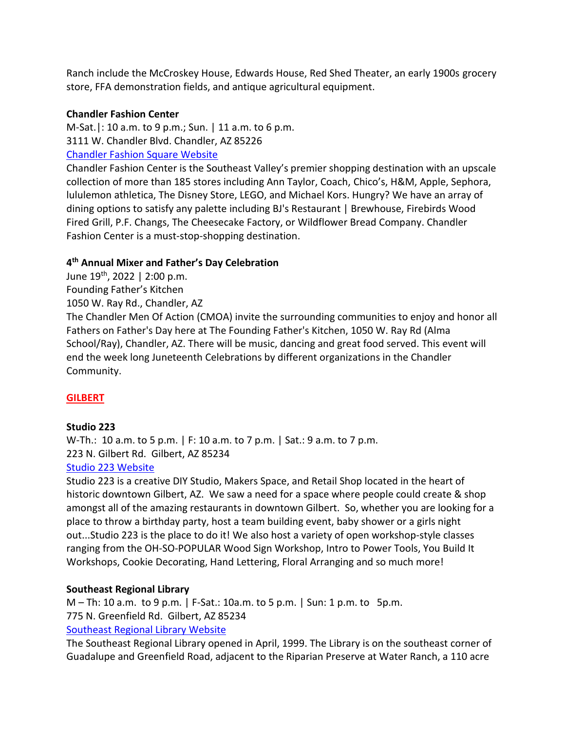Ranch include the McCroskey House, Edwards House, Red Shed Theater, an early 1900s grocery store, FFA demonstration fields, and antique agricultural equipment.

**Chandler Fashion Center**

M-Sat.|: 10 a.m. to 9 p.m.; Sun. | 11 a.m. to 6 p.m.
3111 W. Chandler Blvd. Chandler, AZ 85226
Chandler Fashion Square Website

Chandler Fashion Center is the Southeast Valley's premier shopping destination with an upscale collection of more than 185 stores including Ann Taylor, Coach, Chico's, H&M, Apple, Sephora, lululemon athletica, The Disney Store, LEGO, and Michael Kors. Hungry? We have an array of dining options to satisfy any palette including BJ's Restaurant | Brewhouse, Firebirds Wood Fired Grill, P.F. Changs, The Cheesecake Factory, or Wildflower Bread Company. Chandler Fashion Center is a must-stop-shopping destination.

**4th Annual Mixer and Father's Day Celebration**

June 19th, 2022 | 2:00 p.m.
Founding Father's Kitchen
1050 W. Ray Rd., Chandler, AZ

The Chandler Men Of Action (CMOA) invite the surrounding communities to enjoy and honor all Fathers on Father's Day here at The Founding Father's Kitchen, 1050 W. Ray Rd (Alma School/Ray), Chandler, AZ. There will be music, dancing and great food served. This event will end the week long Juneteenth Celebrations by different organizations in the Chandler Community.

## GILBERT

**Studio 223**

W-Th.: 10 a.m. to 5 p.m. | F: 10 a.m. to 7 p.m. | Sat.: 9 a.m. to 7 p.m.
223 N. Gilbert Rd. Gilbert, AZ 85234
Studio 223 Website

Studio 223 is a creative DIY Studio, Makers Space, and Retail Shop located in the heart of historic downtown Gilbert, AZ. We saw a need for a space where people could create & shop amongst all of the amazing restaurants in downtown Gilbert. So, whether you are looking for a place to throw a birthday party, host a team building event, baby shower or a girls night out...Studio 223 is the place to do it! We also host a variety of open workshop-style classes ranging from the OH-SO-POPULAR Wood Sign Workshop, Intro to Power Tools, You Build It Workshops, Cookie Decorating, Hand Lettering, Floral Arranging and so much more!

**Southeast Regional Library**

M – Th: 10 a.m. to 9 p.m. | F-Sat.: 10a.m. to 5 p.m. | Sun: 1 p.m. to 5p.m.
775 N. Greenfield Rd. Gilbert, AZ 85234
Southeast Regional Library Website

The Southeast Regional Library opened in April, 1999. The Library is on the southeast corner of Guadalupe and Greenfield Road, adjacent to the Riparian Preserve at Water Ranch, a 110 acre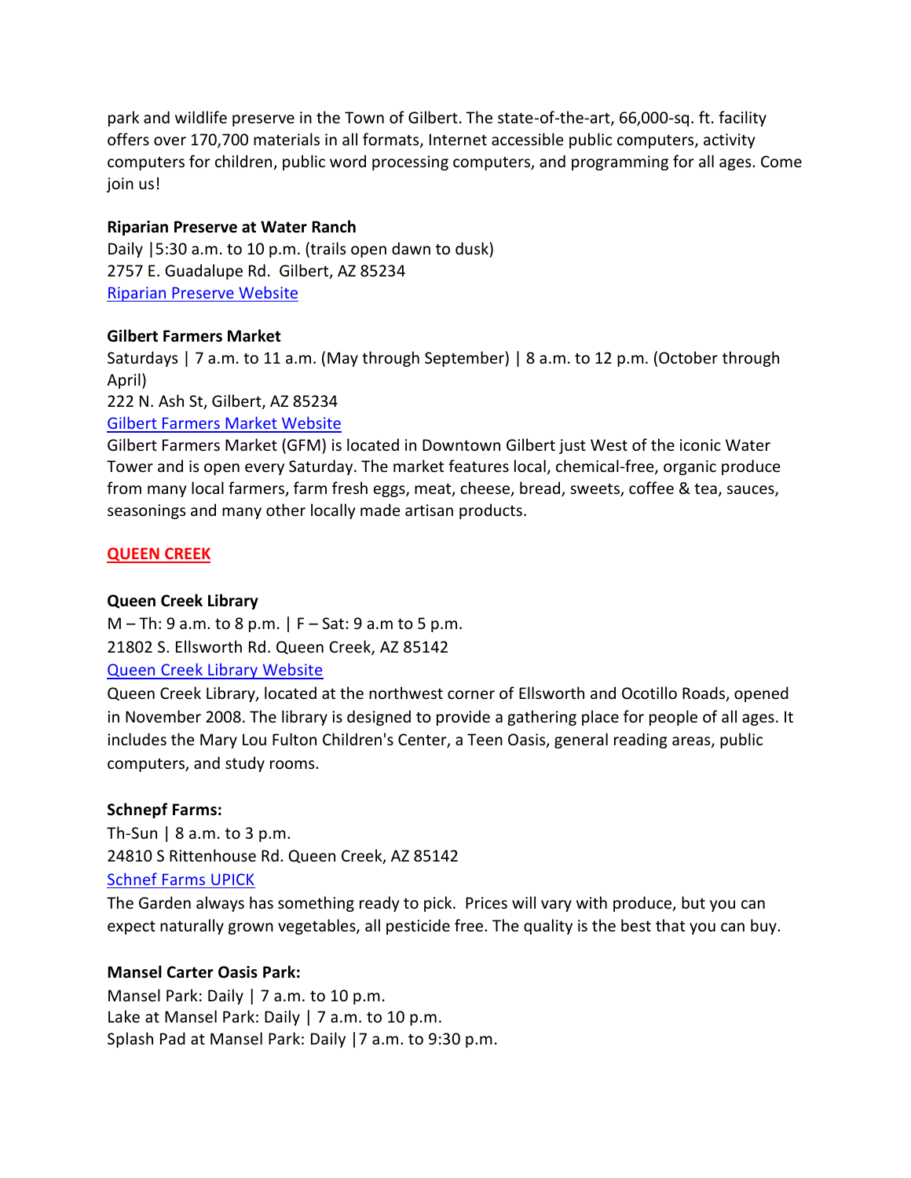park and wildlife preserve in the Town of Gilbert. The state-of-the-art, 66,000-sq. ft. facility offers over 170,700 materials in all formats, Internet accessible public computers, activity computers for children, public word processing computers, and programming for all ages. Come join us!

**Riparian Preserve at Water Ranch**
Daily |5:30 a.m. to 10 p.m. (trails open dawn to dusk)
2757 E. Guadalupe Rd. Gilbert, AZ 85234
Riparian Preserve Website

**Gilbert Farmers Market**
Saturdays | 7 a.m. to 11 a.m. (May through September) | 8 a.m. to 12 p.m. (October through April)
222 N. Ash St, Gilbert, AZ 85234
Gilbert Farmers Market Website
Gilbert Farmers Market (GFM) is located in Downtown Gilbert just West of the iconic Water Tower and is open every Saturday. The market features local, chemical-free, organic produce from many local farmers, farm fresh eggs, meat, cheese, bread, sweets, coffee & tea, sauces, seasonings and many other locally made artisan products.

## QUEEN CREEK

**Queen Creek Library**
M – Th: 9 a.m. to 8 p.m. | F – Sat: 9 a.m to 5 p.m.
21802 S. Ellsworth Rd. Queen Creek, AZ 85142
Queen Creek Library Website
Queen Creek Library, located at the northwest corner of Ellsworth and Ocotillo Roads, opened in November 2008. The library is designed to provide a gathering place for people of all ages. It includes the Mary Lou Fulton Children's Center, a Teen Oasis, general reading areas, public computers, and study rooms.

**Schnepf Farms:**
Th-Sun | 8 a.m. to 3 p.m.
24810 S Rittenhouse Rd. Queen Creek, AZ 85142
Schnef Farms UPICK
The Garden always has something ready to pick. Prices will vary with produce, but you can expect naturally grown vegetables, all pesticide free. The quality is the best that you can buy.

**Mansel Carter Oasis Park:**
Mansel Park: Daily | 7 a.m. to 10 p.m.
Lake at Mansel Park: Daily | 7 a.m. to 10 p.m.
Splash Pad at Mansel Park: Daily |7 a.m. to 9:30 p.m.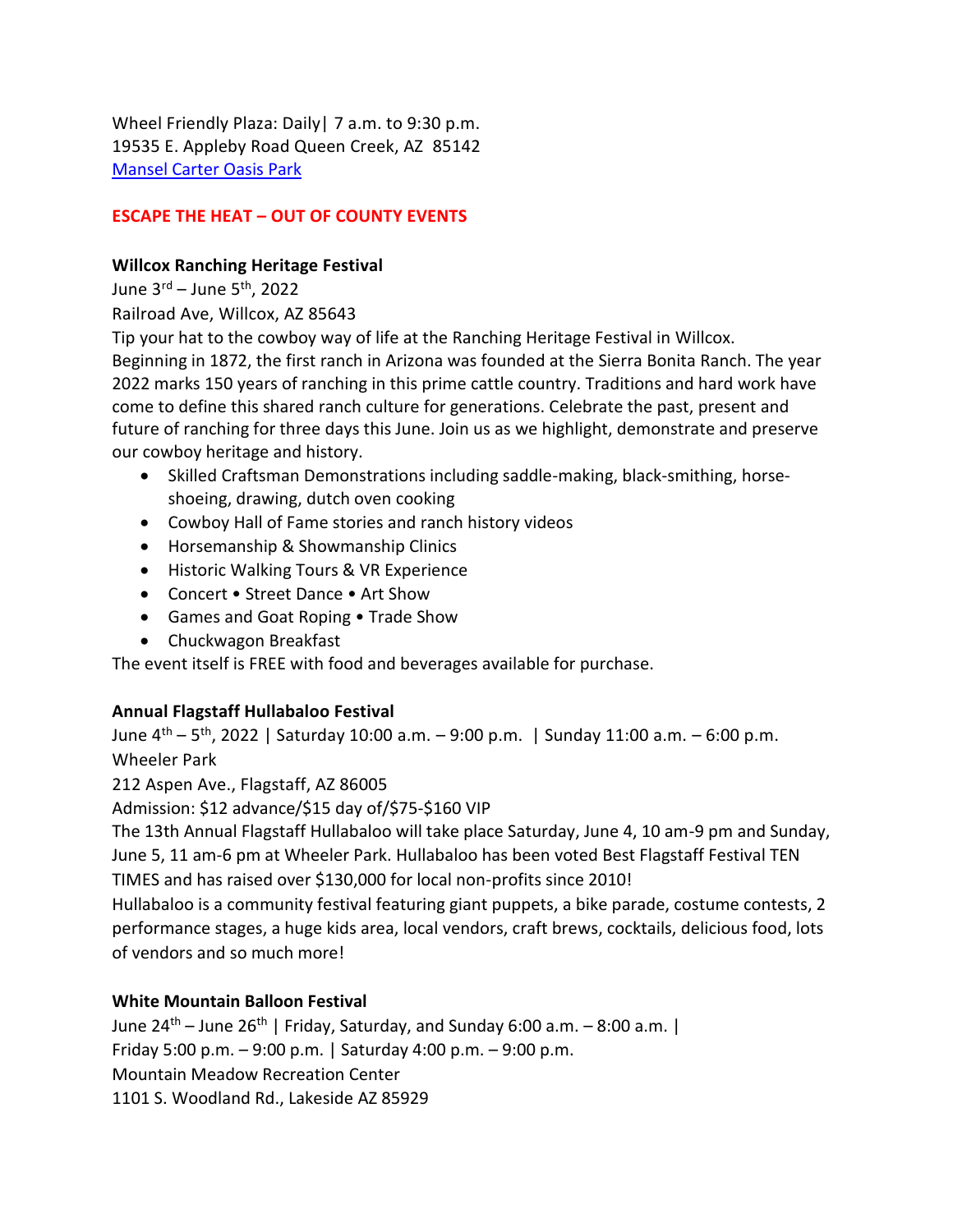Wheel Friendly Plaza: Daily| 7 a.m. to 9:30 p.m.
19535 E. Appleby Road Queen Creek, AZ 85142
[Mansel Carter Oasis Park]

## ESCAPE THE HEAT – OUT OF COUNTY EVENTS

**Willcox Ranching Heritage Festival**

June 3rd – June 5th, 2022

Railroad Ave, Willcox, AZ 85643

Tip your hat to the cowboy way of life at the Ranching Heritage Festival in Willcox. Beginning in 1872, the first ranch in Arizona was founded at the Sierra Bonita Ranch. The year 2022 marks 150 years of ranching in this prime cattle country. Traditions and hard work have come to define this shared ranch culture for generations. Celebrate the past, present and future of ranching for three days this June. Join us as we highlight, demonstrate and preserve our cowboy heritage and history.

- Skilled Craftsman Demonstrations including saddle-making, black-smithing, horse-shoeing, drawing, dutch oven cooking
- Cowboy Hall of Fame stories and ranch history videos
- Horsemanship & Showmanship Clinics
- Historic Walking Tours & VR Experience
- Concert • Street Dance • Art Show
- Games and Goat Roping • Trade Show
- Chuckwagon Breakfast

The event itself is FREE with food and beverages available for purchase.

**Annual Flagstaff Hullabaloo Festival**

June 4th – 5th, 2022 | Saturday 10:00 a.m. – 9:00 p.m. | Sunday 11:00 a.m. – 6:00 p.m.

Wheeler Park

212 Aspen Ave., Flagstaff, AZ 86005

Admission: $12 advance/$15 day of/$75-$160 VIP

The 13th Annual Flagstaff Hullabaloo will take place Saturday, June 4, 10 am-9 pm and Sunday, June 5, 11 am-6 pm at Wheeler Park. Hullabaloo has been voted Best Flagstaff Festival TEN TIMES and has raised over $130,000 for local non-profits since 2010!

Hullabaloo is a community festival featuring giant puppets, a bike parade, costume contests, 2 performance stages, a huge kids area, local vendors, craft brews, cocktails, delicious food, lots of vendors and so much more!

**White Mountain Balloon Festival**

June 24th – June 26th | Friday, Saturday, and Sunday 6:00 a.m. – 8:00 a.m. |
Friday 5:00 p.m. – 9:00 p.m. | Saturday 4:00 p.m. – 9:00 p.m.

Mountain Meadow Recreation Center

1101 S. Woodland Rd., Lakeside AZ 85929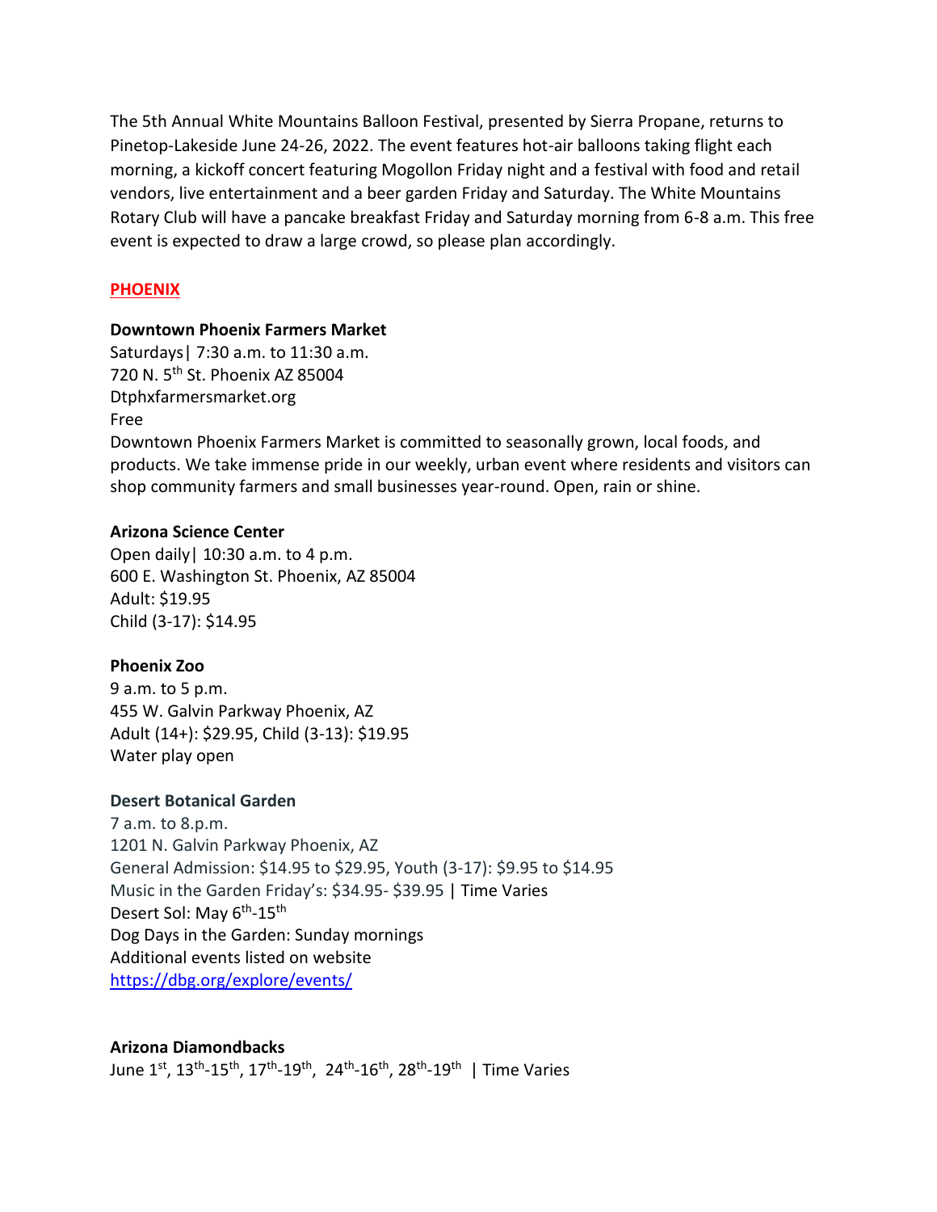The 5th Annual White Mountains Balloon Festival, presented by Sierra Propane, returns to Pinetop-Lakeside June 24-26, 2022. The event features hot-air balloons taking flight each morning, a kickoff concert featuring Mogollon Friday night and a festival with food and retail vendors, live entertainment and a beer garden Friday and Saturday. The White Mountains Rotary Club will have a pancake breakfast Friday and Saturday morning from 6-8 a.m. This free event is expected to draw a large crowd, so please plan accordingly.

## PHOENIX

**Downtown Phoenix Farmers Market**
Saturdays| 7:30 a.m. to 11:30 a.m.
720 N. 5th St. Phoenix AZ 85004
Dtphxfarmersmarket.org
Free
Downtown Phoenix Farmers Market is committed to seasonally grown, local foods, and products. We take immense pride in our weekly, urban event where residents and visitors can shop community farmers and small businesses year-round. Open, rain or shine.

**Arizona Science Center**
Open daily| 10:30 a.m. to 4 p.m.
600 E. Washington St. Phoenix, AZ 85004
Adult: $19.95
Child (3-17): $14.95

**Phoenix Zoo**
9 a.m. to 5 p.m.
455 W. Galvin Parkway Phoenix, AZ
Adult (14+): $29.95, Child (3-13): $19.95
Water play open

**Desert Botanical Garden**
7 a.m. to 8.p.m.
1201 N. Galvin Parkway Phoenix, AZ
General Admission: $14.95 to $29.95, Youth (3-17): $9.95 to $14.95
Music in the Garden Friday's: $34.95- $39.95 | Time Varies
Desert Sol: May 6th-15th
Dog Days in the Garden: Sunday mornings
Additional events listed on website
https://dbg.org/explore/events/

**Arizona Diamondbacks**
June 1st, 13th-15th, 17th-19th, 24th-16th, 28th-19th | Time Varies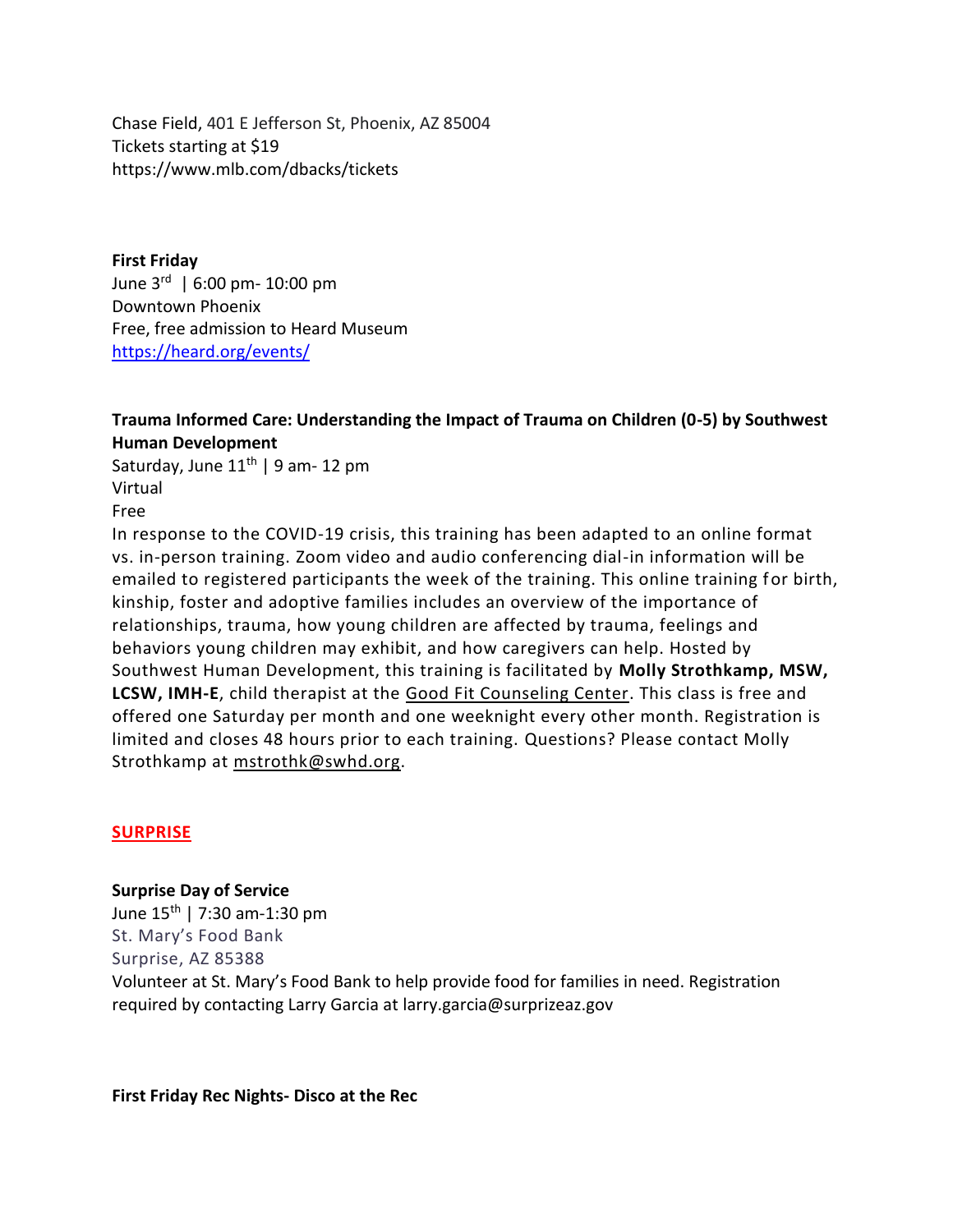Chase Field, 401 E Jefferson St, Phoenix, AZ 85004
Tickets starting at $19
https://www.mlb.com/dbacks/tickets

**First Friday**
June 3rd | 6:00 pm- 10:00 pm
Downtown Phoenix
Free, free admission to Heard Museum
https://heard.org/events/

**Trauma Informed Care: Understanding the Impact of Trauma on Children (0-5) by Southwest Human Development**
Saturday, June 11th | 9 am- 12 pm
Virtual
Free
In response to the COVID-19 crisis, this training has been adapted to an online format vs. in-person training. Zoom video and audio conferencing dial-in information will be emailed to registered participants the week of the training. This online training for birth, kinship, foster and adoptive families includes an overview of the importance of relationships, trauma, how young children are affected by trauma, feelings and behaviors young children may exhibit, and how caregivers can help. Hosted by Southwest Human Development, this training is facilitated by **Molly Strothkamp, MSW, LCSW, IMH-E**, child therapist at the Good Fit Counseling Center. This class is free and offered one Saturday per month and one weeknight every other month. Registration is limited and closes 48 hours prior to each training. Questions? Please contact Molly Strothkamp at mstrothk@swhd.org.

## SURPRISE

**Surprise Day of Service**
June 15th | 7:30 am-1:30 pm
St. Mary's Food Bank
Surprise, AZ 85388
Volunteer at St. Mary's Food Bank to help provide food for families in need. Registration required by contacting Larry Garcia at larry.garcia@surprizeaz.gov

**First Friday Rec Nights- Disco at the Rec**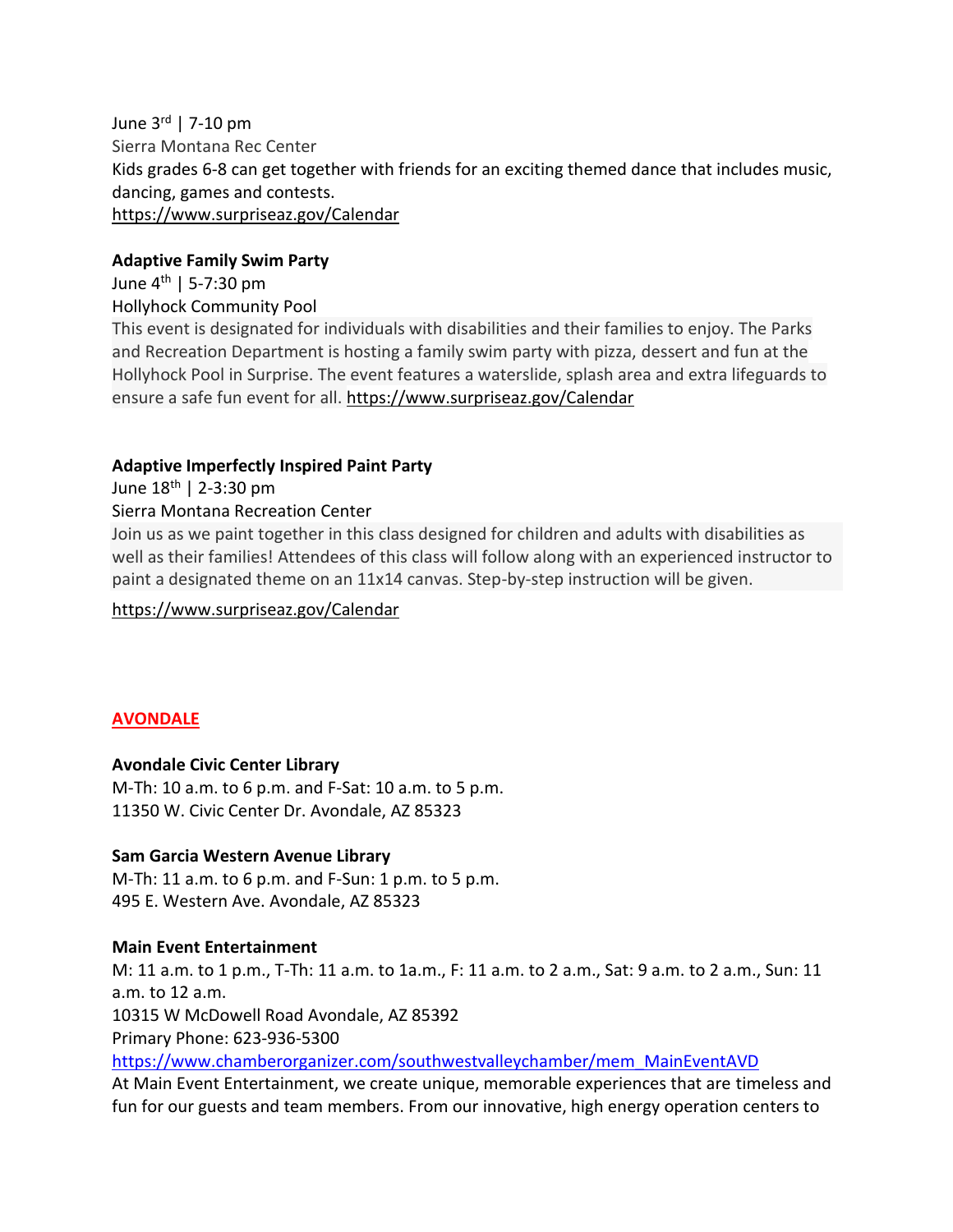June 3rd | 7-10 pm
Sierra Montana Rec Center
Kids grades 6-8 can get together with friends for an exciting themed dance that includes music, dancing, games and contests.
https://www.surpriseaz.gov/Calendar

**Adaptive Family Swim Party**
June 4th | 5-7:30 pm
Hollyhock Community Pool
This event is designated for individuals with disabilities and their families to enjoy. The Parks and Recreation Department is hosting a family swim party with pizza, dessert and fun at the Hollyhock Pool in Surprise. The event features a waterslide, splash area and extra lifeguards to ensure a safe fun event for all. https://www.surpriseaz.gov/Calendar

**Adaptive Imperfectly Inspired Paint Party**
June 18th | 2-3:30 pm
Sierra Montana Recreation Center
Join us as we paint together in this class designed for children and adults with disabilities as well as their families! Attendees of this class will follow along with an experienced instructor to paint a designated theme on an 11x14 canvas. Step-by-step instruction will be given.

https://www.surpriseaz.gov/Calendar

## AVONDALE

**Avondale Civic Center Library**
M-Th: 10 a.m. to 6 p.m. and F-Sat: 10 a.m. to 5 p.m.
11350 W. Civic Center Dr. Avondale, AZ 85323

**Sam Garcia Western Avenue Library**
M-Th: 11 a.m. to 6 p.m. and F-Sun: 1 p.m. to 5 p.m.
495 E. Western Ave. Avondale, AZ 85323

**Main Event Entertainment**
M: 11 a.m. to 1 p.m., T-Th: 11 a.m. to 1a.m., F: 11 a.m. to 2 a.m., Sat: 9 a.m. to 2 a.m., Sun: 11 a.m. to 12 a.m.
10315 W McDowell Road Avondale, AZ 85392
Primary Phone: 623-936-5300
https://www.chamberorganizer.com/southwestvalleychamber/mem_MainEventAVD
At Main Event Entertainment, we create unique, memorable experiences that are timeless and fun for our guests and team members. From our innovative, high energy operation centers to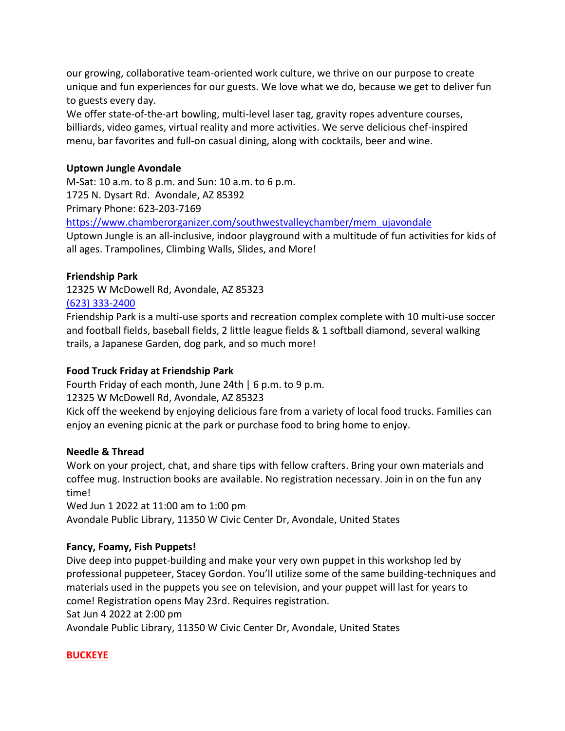our growing, collaborative team-oriented work culture, we thrive on our purpose to create unique and fun experiences for our guests. We love what we do, because we get to deliver fun to guests every day.

We offer state-of-the-art bowling, multi-level laser tag, gravity ropes adventure courses, billiards, video games, virtual reality and more activities. We serve delicious chef-inspired menu, bar favorites and full-on casual dining, along with cocktails, beer and wine.

**Uptown Jungle Avondale**

M-Sat: 10 a.m. to 8 p.m. and Sun: 10 a.m. to 6 p.m.
1725 N. Dysart Rd. Avondale, AZ 85392
Primary Phone: 623-203-7169
[https://www.chamberorganizer.com/southwestvalleychamber/mem_ujavondale](https://www.chamberorganizer.com/southwestvalleychamber/mem_ujavondale)
Uptown Jungle is an all-inclusive, indoor playground with a multitude of fun activities for kids of all ages. Trampolines, Climbing Walls, Slides, and More!

**Friendship Park**

12325 W McDowell Rd, Avondale, AZ 85323
[(623) 333-2400](tel:6233332400)
Friendship Park is a multi-use sports and recreation complex complete with 10 multi-use soccer and football fields, baseball fields, 2 little league fields & 1 softball diamond, several walking trails, a Japanese Garden, dog park, and so much more!

**Food Truck Friday at Friendship Park**

Fourth Friday of each month, June 24th | 6 p.m. to 9 p.m.
12325 W McDowell Rd, Avondale, AZ 85323
Kick off the weekend by enjoying delicious fare from a variety of local food trucks. Families can enjoy an evening picnic at the park or purchase food to bring home to enjoy.

**Needle & Thread**

Work on your project, chat, and share tips with fellow crafters. Bring your own materials and coffee mug. Instruction books are available. No registration necessary. Join in on the fun any time!
Wed Jun 1 2022 at 11:00 am to 1:00 pm
Avondale Public Library, 11350 W Civic Center Dr, Avondale, United States

**Fancy, Foamy, Fish Puppets!**

Dive deep into puppet-building and make your very own puppet in this workshop led by professional puppeteer, Stacey Gordon. You'll utilize some of the same building-techniques and materials used in the puppets you see on television, and your puppet will last for years to come! Registration opens May 23rd. Requires registration.
Sat Jun 4 2022 at 2:00 pm
Avondale Public Library, 11350 W Civic Center Dr, Avondale, United States

## BUCKEYE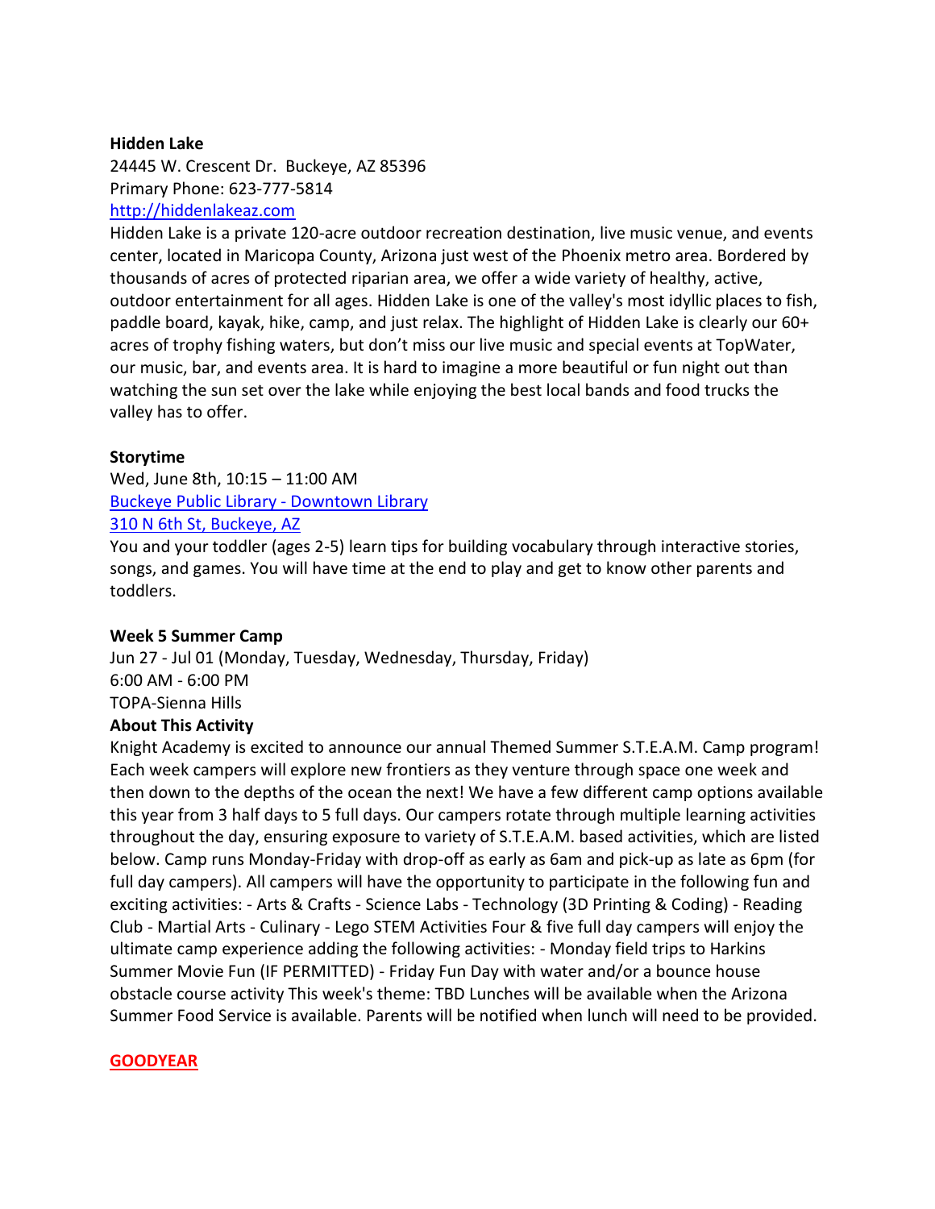**Hidden Lake**

24445 W. Crescent Dr.  Buckeye, AZ 85396
Primary Phone: 623-777-5814
[http://hiddenlakeaz.com](http://hiddenlakeaz.com)

Hidden Lake is a private 120-acre outdoor recreation destination, live music venue, and events center, located in Maricopa County, Arizona just west of the Phoenix metro area. Bordered by thousands of acres of protected riparian area, we offer a wide variety of healthy, active, outdoor entertainment for all ages. Hidden Lake is one of the valley's most idyllic places to fish, paddle board, kayak, hike, camp, and just relax. The highlight of Hidden Lake is clearly our 60+ acres of trophy fishing waters, but don't miss our live music and special events at TopWater, our music, bar, and events area. It is hard to imagine a more beautiful or fun night out than watching the sun set over the lake while enjoying the best local bands and food trucks the valley has to offer.

**Storytime**

Wed, June 8th, 10:15 – 11:00 AM
Buckeye Public Library - Downtown Library
310 N 6th St, Buckeye, AZ

You and your toddler (ages 2-5) learn tips for building vocabulary through interactive stories, songs, and games. You will have time at the end to play and get to know other parents and toddlers.

**Week 5 Summer Camp**

Jun 27 - Jul 01 (Monday, Tuesday, Wednesday, Thursday, Friday)
6:00 AM - 6:00 PM
TOPA-Sienna Hills

**About This Activity**

Knight Academy is excited to announce our annual Themed Summer S.T.E.A.M. Camp program! Each week campers will explore new frontiers as they venture through space one week and then down to the depths of the ocean the next! We have a few different camp options available this year from 3 half days to 5 full days. Our campers rotate through multiple learning activities throughout the day, ensuring exposure to variety of S.T.E.A.M. based activities, which are listed below. Camp runs Monday-Friday with drop-off as early as 6am and pick-up as late as 6pm (for full day campers). All campers will have the opportunity to participate in the following fun and exciting activities: - Arts & Crafts - Science Labs - Technology (3D Printing & Coding) - Reading Club - Martial Arts - Culinary - Lego STEM Activities Four & five full day campers will enjoy the ultimate camp experience adding the following activities: - Monday field trips to Harkins Summer Movie Fun (IF PERMITTED) - Friday Fun Day with water and/or a bounce house obstacle course activity This week's theme: TBD Lunches will be available when the Arizona Summer Food Service is available. Parents will be notified when lunch will need to be provided.

**GOODYEAR**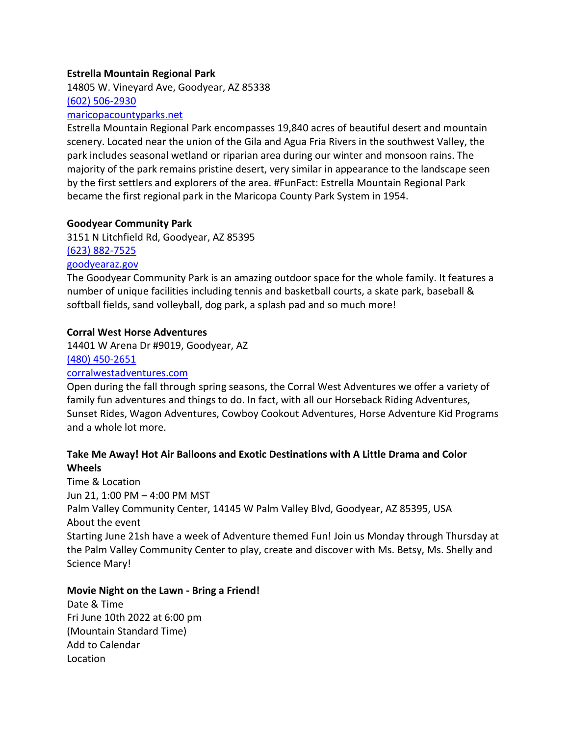**Estrella Mountain Regional Park**
14805 W. Vineyard Ave, Goodyear, AZ 85338
[(602) 506-2930]
[maricopacountyparks.net]
Estrella Mountain Regional Park encompasses 19,840 acres of beautiful desert and mountain scenery. Located near the union of the Gila and Agua Fria Rivers in the southwest Valley, the park includes seasonal wetland or riparian area during our winter and monsoon rains. The majority of the park remains pristine desert, very similar in appearance to the landscape seen by the first settlers and explorers of the area. #FunFact: Estrella Mountain Regional Park became the first regional park in the Maricopa County Park System in 1954.

**Goodyear Community Park**
3151 N Litchfield Rd, Goodyear, AZ 85395
[(623) 882-7525]
[goodyearaz.gov]
The Goodyear Community Park is an amazing outdoor space for the whole family. It features a number of unique facilities including tennis and basketball courts, a skate park, baseball & softball fields, sand volleyball, dog park, a splash pad and so much more!

**Corral West Horse Adventures**
14401 W Arena Dr #9019, Goodyear, AZ
[(480) 450-2651]
[corralwestadventures.com]
Open during the fall through spring seasons, the Corral West Adventures we offer a variety of family fun adventures and things to do. In fact, with all our Horseback Riding Adventures, Sunset Rides, Wagon Adventures, Cowboy Cookout Adventures, Horse Adventure Kid Programs and a whole lot more.

**Take Me Away! Hot Air Balloons and Exotic Destinations with A Little Drama and Color Wheels**
Time & Location
Jun 21, 1:00 PM – 4:00 PM MST
Palm Valley Community Center, 14145 W Palm Valley Blvd, Goodyear, AZ 85395, USA
About the event
Starting June 21sh have a week of Adventure themed Fun! Join us Monday through Thursday at the Palm Valley Community Center to play, create and discover with Ms. Betsy, Ms. Shelly and Science Mary!

**Movie Night on the Lawn - Bring a Friend!**
Date & Time
Fri June 10th 2022 at 6:00 pm
(Mountain Standard Time)
Add to Calendar
Location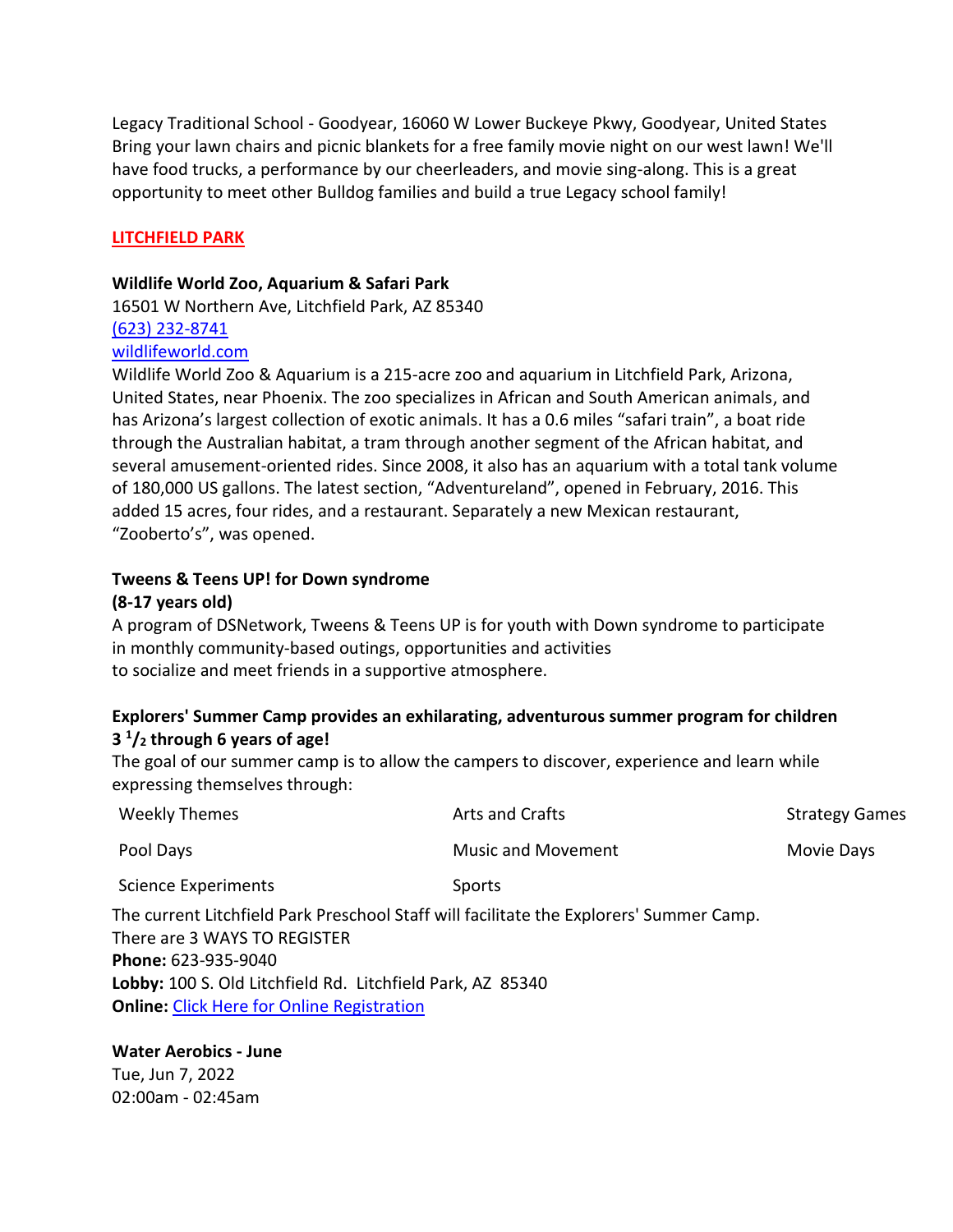Legacy Traditional School - Goodyear, 16060 W Lower Buckeye Pkwy, Goodyear, United States
Bring your lawn chairs and picnic blankets for a free family movie night on our west lawn! We'll have food trucks, a performance by our cheerleaders, and movie sing-along. This is a great opportunity to meet other Bulldog families and build a true Legacy school family!

## LITCHFIELD PARK

**Wildlife World Zoo, Aquarium & Safari Park**
16501 W Northern Ave, Litchfield Park, AZ 85340
(623) 232-8741
wildlifeworld.com
Wildlife World Zoo & Aquarium is a 215-acre zoo and aquarium in Litchfield Park, Arizona, United States, near Phoenix. The zoo specializes in African and South American animals, and has Arizona's largest collection of exotic animals. It has a 0.6 miles "safari train", a boat ride through the Australian habitat, a tram through another segment of the African habitat, and several amusement-oriented rides. Since 2008, it also has an aquarium with a total tank volume of 180,000 US gallons. The latest section, "Adventureland", opened in February, 2016. This added 15 acres, four rides, and a restaurant. Separately a new Mexican restaurant, "Zooberto's", was opened.

**Tweens & Teens UP! for Down syndrome**
**(8-17 years old)**
A program of DSNetwork, Tweens & Teens UP is for youth with Down syndrome to participate in monthly community-based outings, opportunities and activities to socialize and meet friends in a supportive atmosphere.

**Explorers' Summer Camp provides an exhilarating, adventurous summer program for children 3 ½ through 6 years of age!**
The goal of our summer camp is to allow the campers to discover, experience and learn while expressing themselves through:

| | | |
|---|---|---|
| Weekly Themes | Arts and Crafts | Strategy Games |
| Pool Days | Music and Movement | Movie Days |
| Science Experiments | Sports | |

The current Litchfield Park Preschool Staff will facilitate the Explorers' Summer Camp.
There are 3 WAYS TO REGISTER
**Phone:** 623-935-9040
**Lobby:** 100 S. Old Litchfield Rd. Litchfield Park, AZ 85340
**Online:** Click Here for Online Registration

**Water Aerobics - June**
Tue, Jun 7, 2022
02:00am - 02:45am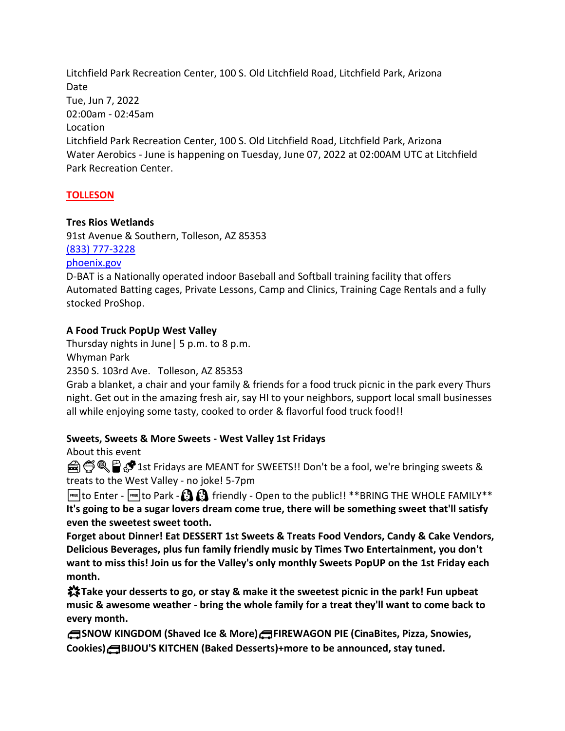Litchfield Park Recreation Center, 100 S. Old Litchfield Road, Litchfield Park, Arizona
Date
Tue, Jun 7, 2022
02:00am - 02:45am
Location
Litchfield Park Recreation Center, 100 S. Old Litchfield Road, Litchfield Park, Arizona
Water Aerobics - June is happening on Tuesday, June 07, 2022 at 02:00AM UTC at Litchfield Park Recreation Center.

## TOLLESON

**Tres Rios Wetlands**
91st Avenue & Southern, Tolleson, AZ 85353
(833) 777-3228
phoenix.gov
D-BAT is a Nationally operated indoor Baseball and Softball training facility that offers Automated Batting cages, Private Lessons, Camp and Clinics, Training Cage Rentals and a fully stocked ProShop.

**A Food Truck PopUp West Valley**
Thursday nights in June| 5 p.m. to 8 p.m.
Whyman Park
2350 S. 103rd Ave. Tolleson, AZ 85353
Grab a blanket, a chair and your family & friends for a food truck picnic in the park every Thurs night. Get out in the amazing fresh air, say HI to your neighbors, support local small businesses all while enjoying some tasty, cooked to order & flavorful food truck food!!

**Sweets, Sweets & More Sweets - West Valley 1st Fridays**
About this event
🎂🍨🍭🥤🍪 1st Fridays are MEANT for SWEETS!! Don't be a fool, we're bringing sweets & treats to the West Valley - no joke! 5-7pm
🆓 to Enter - 🆓 to Park - 🐶🐶 friendly - Open to the public!! **BRING THE WHOLE FAMILY**
**It's going to be a sugar lovers dream come true, there will be something sweet that'll satisfy even the sweetest sweet tooth.**
**Forget about Dinner! Eat DESSERT 1st Sweets & Treats Food Vendors, Candy & Cake Vendors, Delicious Beverages, plus fun family friendly music by Times Two Entertainment, you don't want to miss this! Join us for the Valley's only monthly Sweets PopUP on the 1st Friday each month.**
**✨Take your desserts to go, or stay & make it the sweetest picnic in the park! Fun upbeat music & awesome weather - bring the whole family for a treat they'll want to come back to every month.**
**🚌SNOW KINGDOM (Shaved Ice & More)🚌FIREWAGON PIE (CinaBites, Pizza, Snowies, Cookies)🚌BIJOU'S KITCHEN (Baked Desserts)+more to be announced, stay tuned.**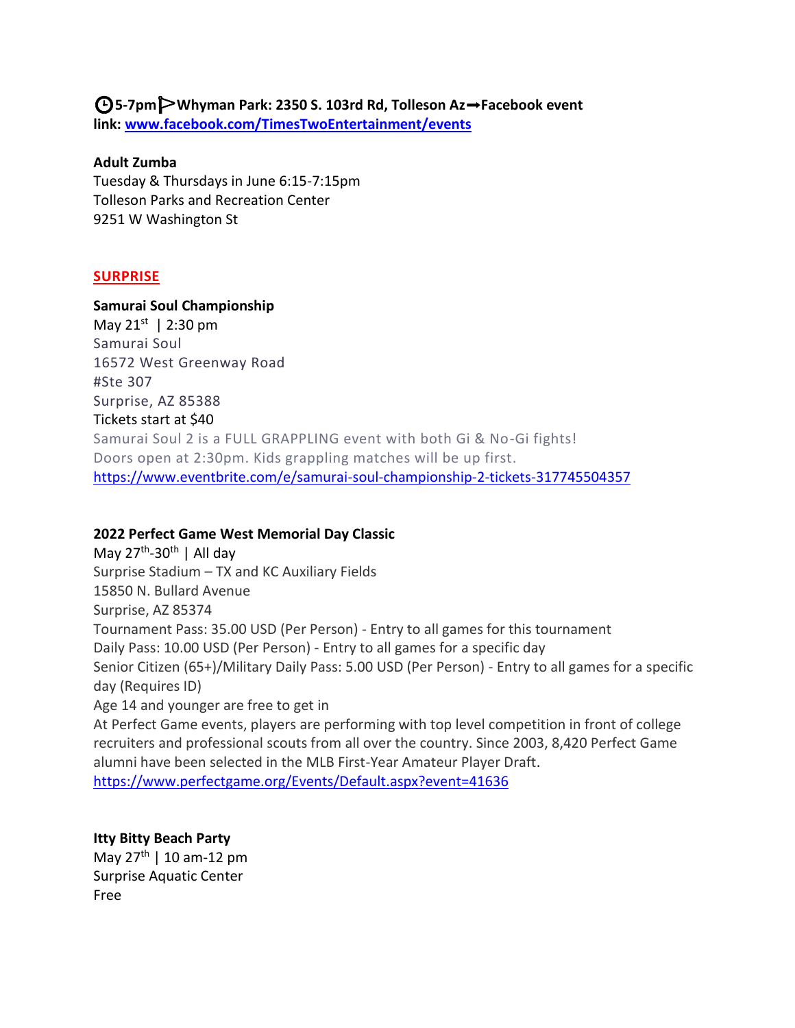**🕒5-7pm ▷Whyman Park: 2350 S. 103rd Rd, Tolleson Az➞Facebook event link: [www.facebook.com/TimesTwoEntertainment/events](www.facebook.com/TimesTwoEntertainment/events)**

**Adult Zumba**
Tuesday & Thursdays in June 6:15-7:15pm
Tolleson Parks and Recreation Center
9251 W Washington St

## SURPRISE

**Samurai Soul Championship**
May 21st | 2:30 pm
Samurai Soul
16572 West Greenway Road
#Ste 307
Surprise, AZ 85388
Tickets start at $40
Samurai Soul 2 is a FULL GRAPPLING event with both Gi & No-Gi fights!
Doors open at 2:30pm. Kids grappling matches will be up first.
https://www.eventbrite.com/e/samurai-soul-championship-2-tickets-317745504357

**2022 Perfect Game West Memorial Day Classic**
May 27th-30th | All day
Surprise Stadium – TX and KC Auxiliary Fields
15850 N. Bullard Avenue
Surprise, AZ 85374
Tournament Pass: 35.00 USD (Per Person) - Entry to all games for this tournament
Daily Pass: 10.00 USD (Per Person) - Entry to all games for a specific day
Senior Citizen (65+)/Military Daily Pass: 5.00 USD (Per Person) - Entry to all games for a specific day (Requires ID)
Age 14 and younger are free to get in
At Perfect Game events, players are performing with top level competition in front of college recruiters and professional scouts from all over the country. Since 2003, 8,420 Perfect Game alumni have been selected in the MLB First-Year Amateur Player Draft.
https://www.perfectgame.org/Events/Default.aspx?event=41636

**Itty Bitty Beach Party**
May 27th | 10 am-12 pm
Surprise Aquatic Center
Free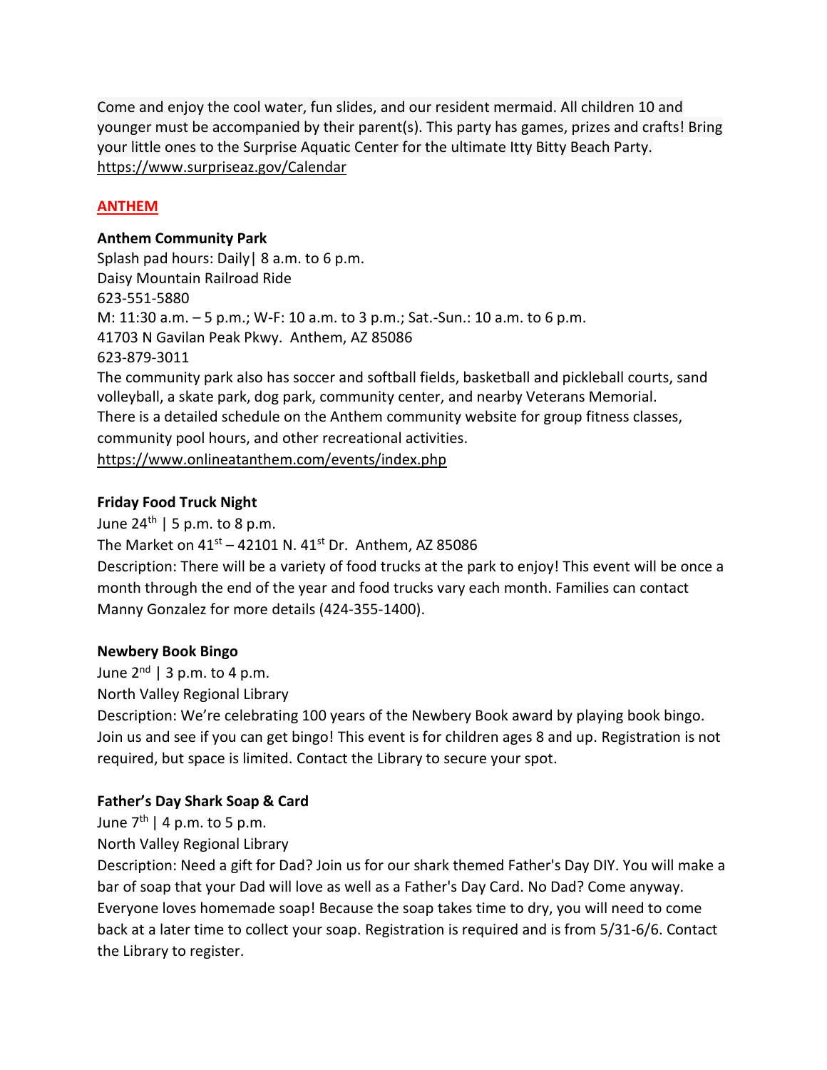Come and enjoy the cool water, fun slides, and our resident mermaid. All children 10 and younger must be accompanied by their parent(s). This party has games, prizes and crafts! Bring your little ones to the Surprise Aquatic Center for the ultimate Itty Bitty Beach Party.
https://www.surpriseaz.gov/Calendar

## ANTHEM

**Anthem Community Park**
Splash pad hours: Daily| 8 a.m. to 6 p.m.
Daisy Mountain Railroad Ride
623-551-5880
M: 11:30 a.m. – 5 p.m.; W-F: 10 a.m. to 3 p.m.; Sat.-Sun.: 10 a.m. to 6 p.m.
41703 N Gavilan Peak Pkwy. Anthem, AZ 85086
623-879-3011
The community park also has soccer and softball fields, basketball and pickleball courts, sand volleyball, a skate park, dog park, community center, and nearby Veterans Memorial. There is a detailed schedule on the Anthem community website for group fitness classes, community pool hours, and other recreational activities.
https://www.onlineatanthem.com/events/index.php

**Friday Food Truck Night**
June 24th | 5 p.m. to 8 p.m.
The Market on 41st – 42101 N. 41st Dr. Anthem, AZ 85086
Description: There will be a variety of food trucks at the park to enjoy! This event will be once a month through the end of the year and food trucks vary each month. Families can contact Manny Gonzalez for more details (424-355-1400).

**Newbery Book Bingo**
June 2nd | 3 p.m. to 4 p.m.
North Valley Regional Library
Description: We're celebrating 100 years of the Newbery Book award by playing book bingo. Join us and see if you can get bingo! This event is for children ages 8 and up. Registration is not required, but space is limited. Contact the Library to secure your spot.

**Father's Day Shark Soap & Card**
June 7th | 4 p.m. to 5 p.m.
North Valley Regional Library
Description: Need a gift for Dad? Join us for our shark themed Father's Day DIY. You will make a bar of soap that your Dad will love as well as a Father's Day Card. No Dad? Come anyway. Everyone loves homemade soap! Because the soap takes time to dry, you will need to come back at a later time to collect your soap. Registration is required and is from 5/31-6/6. Contact the Library to register.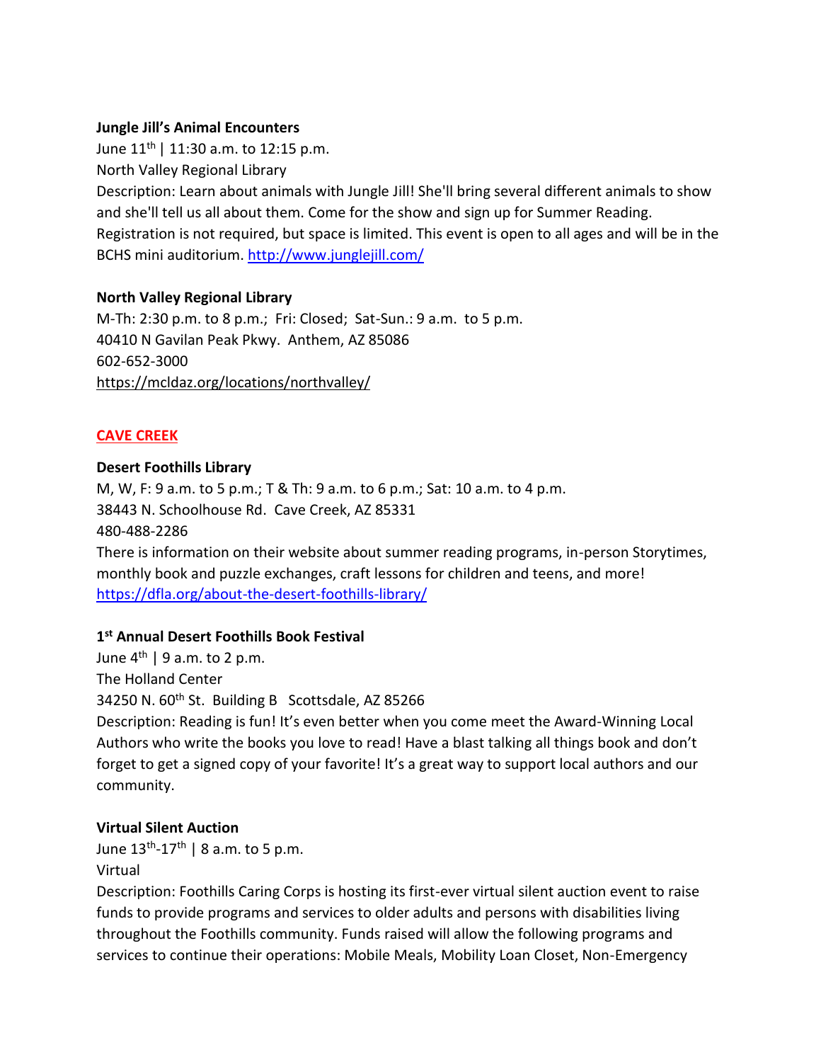**Jungle Jill's Animal Encounters**

June 11th | 11:30 a.m. to 12:15 p.m.

North Valley Regional Library

Description: Learn about animals with Jungle Jill! She'll bring several different animals to show and she'll tell us all about them. Come for the show and sign up for Summer Reading. Registration is not required, but space is limited. This event is open to all ages and will be in the BCHS mini auditorium. http://www.junglejill.com/

**North Valley Regional Library**

M-Th: 2:30 p.m. to 8 p.m.; Fri: Closed; Sat-Sun.: 9 a.m. to 5 p.m.

40410 N Gavilan Peak Pkwy. Anthem, AZ 85086

602-652-3000

https://mcldaz.org/locations/northvalley/

## CAVE CREEK

**Desert Foothills Library**

M, W, F: 9 a.m. to 5 p.m.; T & Th: 9 a.m. to 6 p.m.; Sat: 10 a.m. to 4 p.m.

38443 N. Schoolhouse Rd. Cave Creek, AZ 85331

480-488-2286

There is information on their website about summer reading programs, in-person Storytimes, monthly book and puzzle exchanges, craft lessons for children and teens, and more! https://dfla.org/about-the-desert-foothills-library/

**1st Annual Desert Foothills Book Festival**

June 4th | 9 a.m. to 2 p.m.

The Holland Center

34250 N. 60th St. Building B Scottsdale, AZ 85266

Description: Reading is fun! It's even better when you come meet the Award-Winning Local Authors who write the books you love to read! Have a blast talking all things book and don't forget to get a signed copy of your favorite! It's a great way to support local authors and our community.

**Virtual Silent Auction**

June 13th-17th | 8 a.m. to 5 p.m.

Virtual

Description: Foothills Caring Corps is hosting its first-ever virtual silent auction event to raise funds to provide programs and services to older adults and persons with disabilities living throughout the Foothills community. Funds raised will allow the following programs and services to continue their operations: Mobile Meals, Mobility Loan Closet, Non-Emergency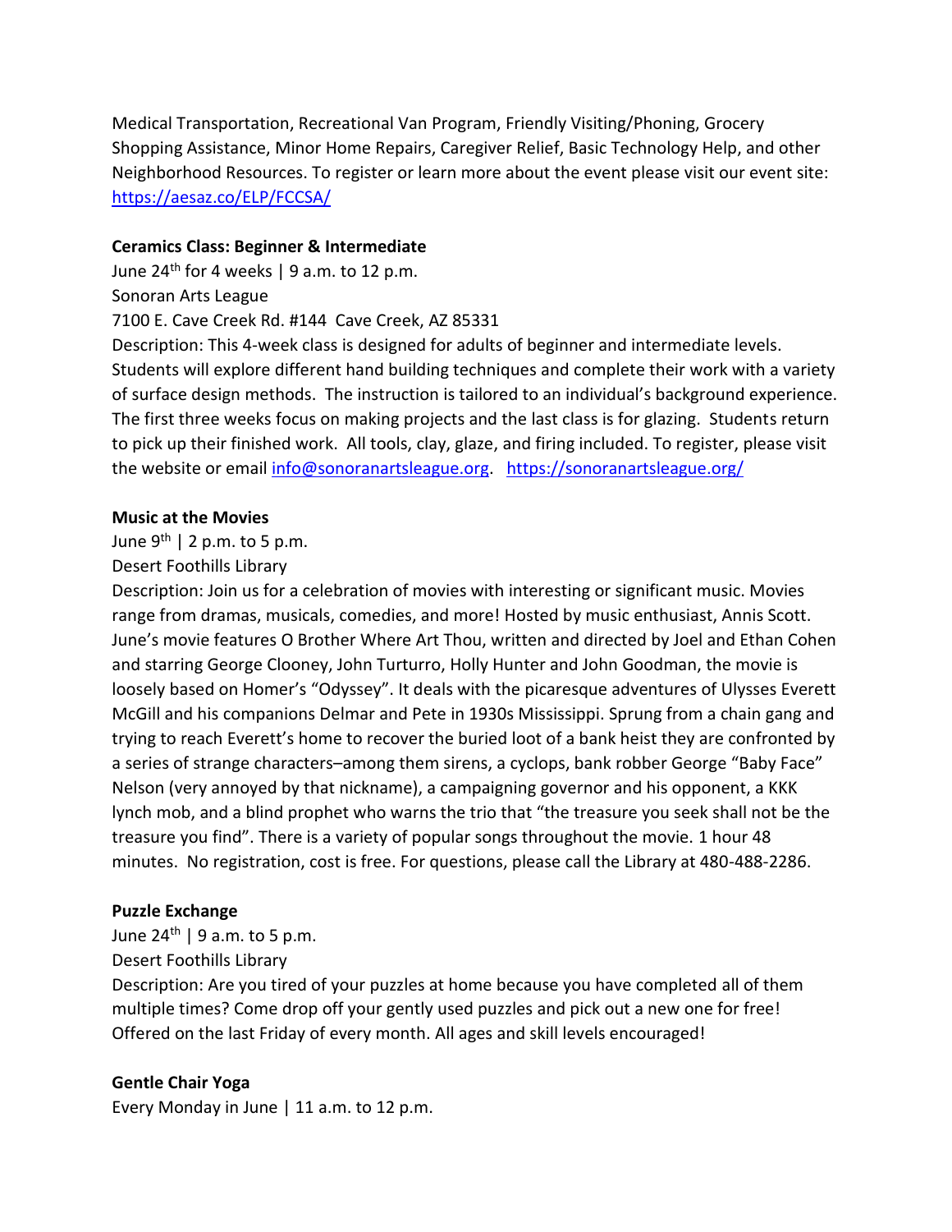Medical Transportation, Recreational Van Program, Friendly Visiting/Phoning, Grocery Shopping Assistance, Minor Home Repairs, Caregiver Relief, Basic Technology Help, and other Neighborhood Resources. To register or learn more about the event please visit our event site: https://aesaz.co/ELP/FCCSA/

**Ceramics Class: Beginner & Intermediate**

June 24th for 4 weeks | 9 a.m. to 12 p.m.

Sonoran Arts League

7100 E. Cave Creek Rd. #144 Cave Creek, AZ 85331

Description: This 4-week class is designed for adults of beginner and intermediate levels. Students will explore different hand building techniques and complete their work with a variety of surface design methods. The instruction is tailored to an individual's background experience. The first three weeks focus on making projects and the last class is for glazing. Students return to pick up their finished work. All tools, clay, glaze, and firing included. To register, please visit the website or email info@sonoranartsleague.org. https://sonoranartsleague.org/

**Music at the Movies**

June 9th | 2 p.m. to 5 p.m.

Desert Foothills Library

Description: Join us for a celebration of movies with interesting or significant music. Movies range from dramas, musicals, comedies, and more! Hosted by music enthusiast, Annis Scott. June's movie features O Brother Where Art Thou, written and directed by Joel and Ethan Cohen and starring George Clooney, John Turturro, Holly Hunter and John Goodman, the movie is loosely based on Homer's "Odyssey". It deals with the picaresque adventures of Ulysses Everett McGill and his companions Delmar and Pete in 1930s Mississippi. Sprung from a chain gang and trying to reach Everett's home to recover the buried loot of a bank heist they are confronted by a series of strange characters–among them sirens, a cyclops, bank robber George "Baby Face" Nelson (very annoyed by that nickname), a campaigning governor and his opponent, a KKK lynch mob, and a blind prophet who warns the trio that "the treasure you seek shall not be the treasure you find". There is a variety of popular songs throughout the movie. 1 hour 48 minutes. No registration, cost is free. For questions, please call the Library at 480-488-2286.

**Puzzle Exchange**

June 24th | 9 a.m. to 5 p.m.

Desert Foothills Library

Description: Are you tired of your puzzles at home because you have completed all of them multiple times? Come drop off your gently used puzzles and pick out a new one for free! Offered on the last Friday of every month. All ages and skill levels encouraged!

**Gentle Chair Yoga**

Every Monday in June | 11 a.m. to 12 p.m.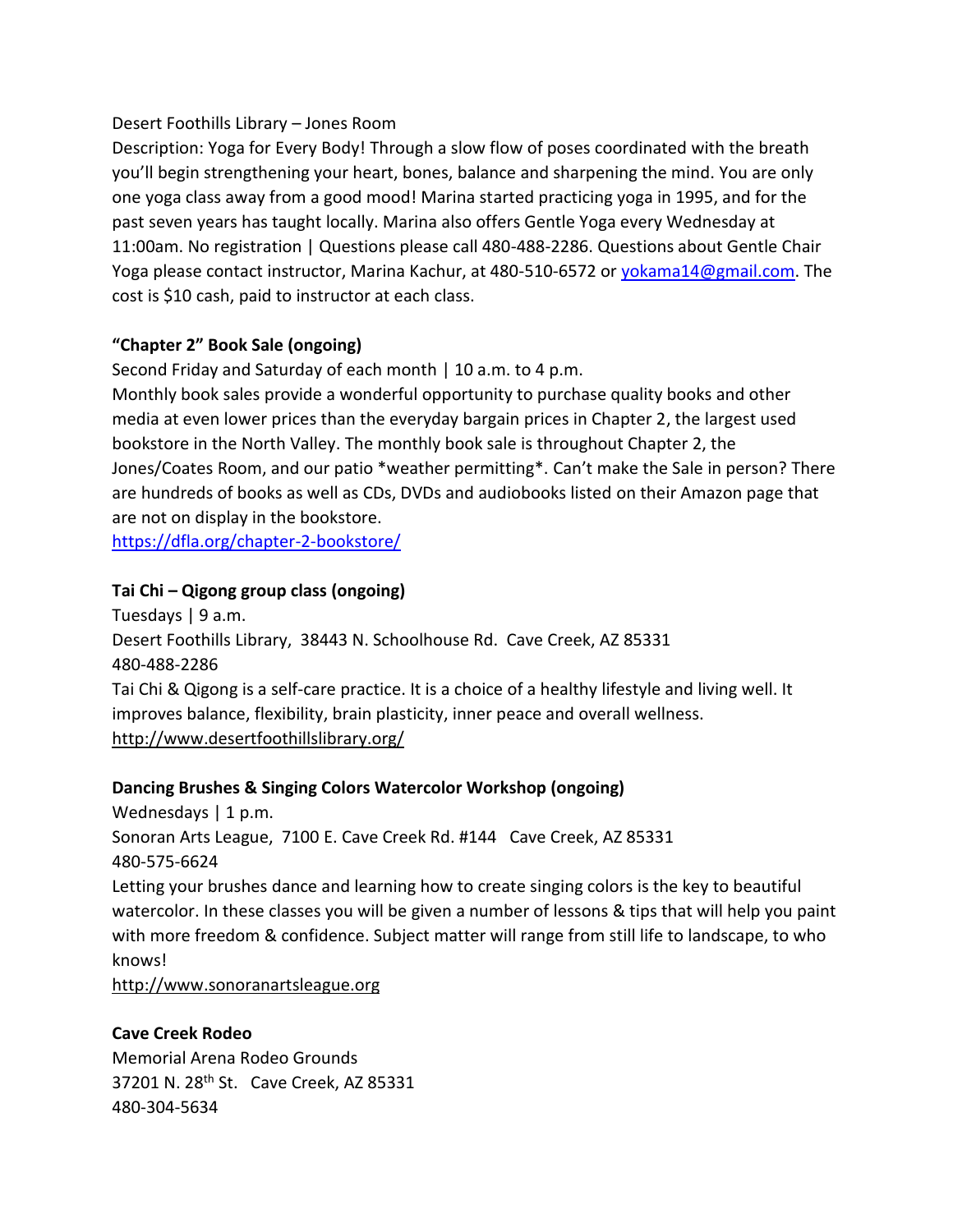Desert Foothills Library – Jones Room
Description: Yoga for Every Body! Through a slow flow of poses coordinated with the breath you'll begin strengthening your heart, bones, balance and sharpening the mind. You are only one yoga class away from a good mood! Marina started practicing yoga in 1995, and for the past seven years has taught locally. Marina also offers Gentle Yoga every Wednesday at 11:00am. No registration | Questions please call 480-488-2286. Questions about Gentle Chair Yoga please contact instructor, Marina Kachur, at 480-510-6572 or [yokama14@gmail.com](mailto:yokama14@gmail.com). The cost is $10 cash, paid to instructor at each class.

**"Chapter 2" Book Sale (ongoing)**
Second Friday and Saturday of each month | 10 a.m. to 4 p.m.
Monthly book sales provide a wonderful opportunity to purchase quality books and other media at even lower prices than the everyday bargain prices in Chapter 2, the largest used bookstore in the North Valley. The monthly book sale is throughout Chapter 2, the Jones/Coates Room, and our patio *weather permitting*. Can't make the Sale in person? There are hundreds of books as well as CDs, DVDs and audiobooks listed on their Amazon page that are not on display in the bookstore.
https://dfla.org/chapter-2-bookstore/

**Tai Chi – Qigong group class (ongoing)**
Tuesdays | 9 a.m.
Desert Foothills Library, 38443 N. Schoolhouse Rd. Cave Creek, AZ 85331
480-488-2286
Tai Chi & Qigong is a self-care practice. It is a choice of a healthy lifestyle and living well. It improves balance, flexibility, brain plasticity, inner peace and overall wellness.
http://www.desertfoothillslibrary.org/

**Dancing Brushes & Singing Colors Watercolor Workshop (ongoing)**
Wednesdays | 1 p.m.
Sonoran Arts League, 7100 E. Cave Creek Rd. #144 Cave Creek, AZ 85331
480-575-6624
Letting your brushes dance and learning how to create singing colors is the key to beautiful watercolor. In these classes you will be given a number of lessons & tips that will help you paint with more freedom & confidence. Subject matter will range from still life to landscape, to who knows!
http://www.sonoranartsleague.org

**Cave Creek Rodeo**
Memorial Arena Rodeo Grounds
37201 N. 28th St. Cave Creek, AZ 85331
480-304-5634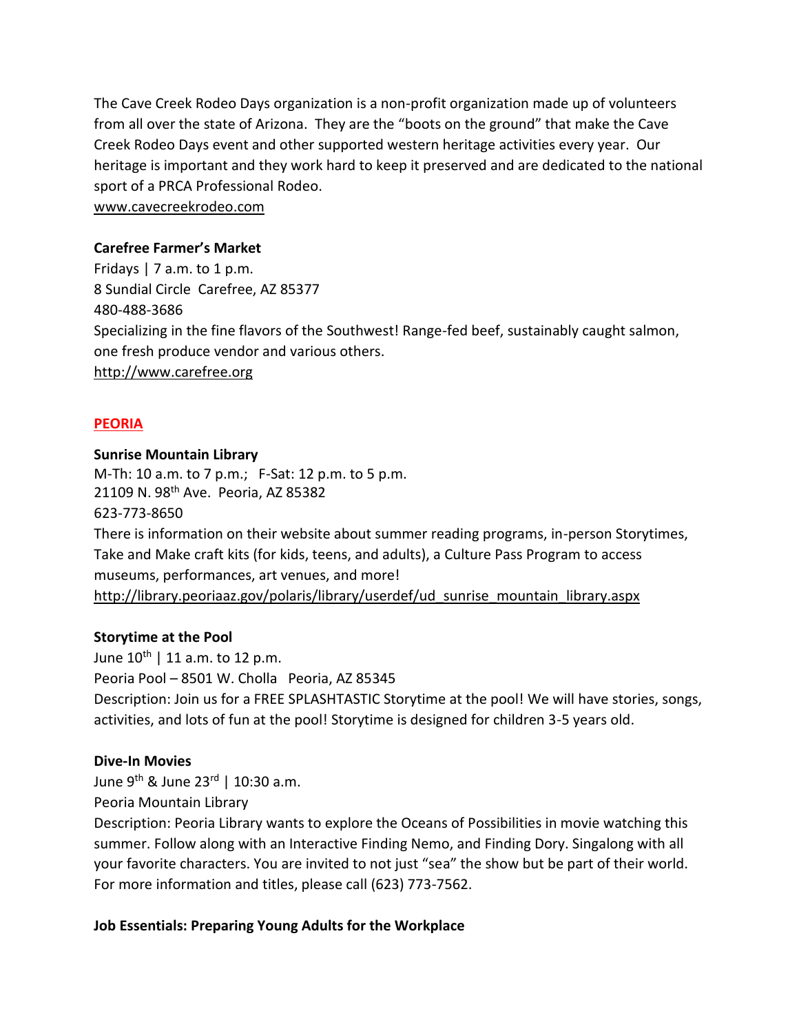The Cave Creek Rodeo Days organization is a non-profit organization made up of volunteers from all over the state of Arizona. They are the "boots on the ground" that make the Cave Creek Rodeo Days event and other supported western heritage activities every year. Our heritage is important and they work hard to keep it preserved and are dedicated to the national sport of a PRCA Professional Rodeo.
www.cavecreekrodeo.com

**Carefree Farmer's Market**
Fridays | 7 a.m. to 1 p.m.
8 Sundial Circle Carefree, AZ 85377
480-488-3686
Specializing in the fine flavors of the Southwest! Range-fed beef, sustainably caught salmon, one fresh produce vendor and various others.
http://www.carefree.org

## PEORIA

**Sunrise Mountain Library**
M-Th: 10 a.m. to 7 p.m.; F-Sat: 12 p.m. to 5 p.m.
21109 N. 98th Ave. Peoria, AZ 85382
623-773-8650
There is information on their website about summer reading programs, in-person Storytimes, Take and Make craft kits (for kids, teens, and adults), a Culture Pass Program to access museums, performances, art venues, and more!
http://library.peoriaaz.gov/polaris/library/userdef/ud_sunrise_mountain_library.aspx

**Storytime at the Pool**
June 10th | 11 a.m. to 12 p.m.
Peoria Pool – 8501 W. Cholla Peoria, AZ 85345
Description: Join us for a FREE SPLASHTASTIC Storytime at the pool! We will have stories, songs, activities, and lots of fun at the pool! Storytime is designed for children 3-5 years old.

**Dive-In Movies**
June 9th & June 23rd | 10:30 a.m.
Peoria Mountain Library
Description: Peoria Library wants to explore the Oceans of Possibilities in movie watching this summer. Follow along with an Interactive Finding Nemo, and Finding Dory. Singalong with all your favorite characters. You are invited to not just "sea" the show but be part of their world. For more information and titles, please call (623) 773-7562.

**Job Essentials: Preparing Young Adults for the Workplace**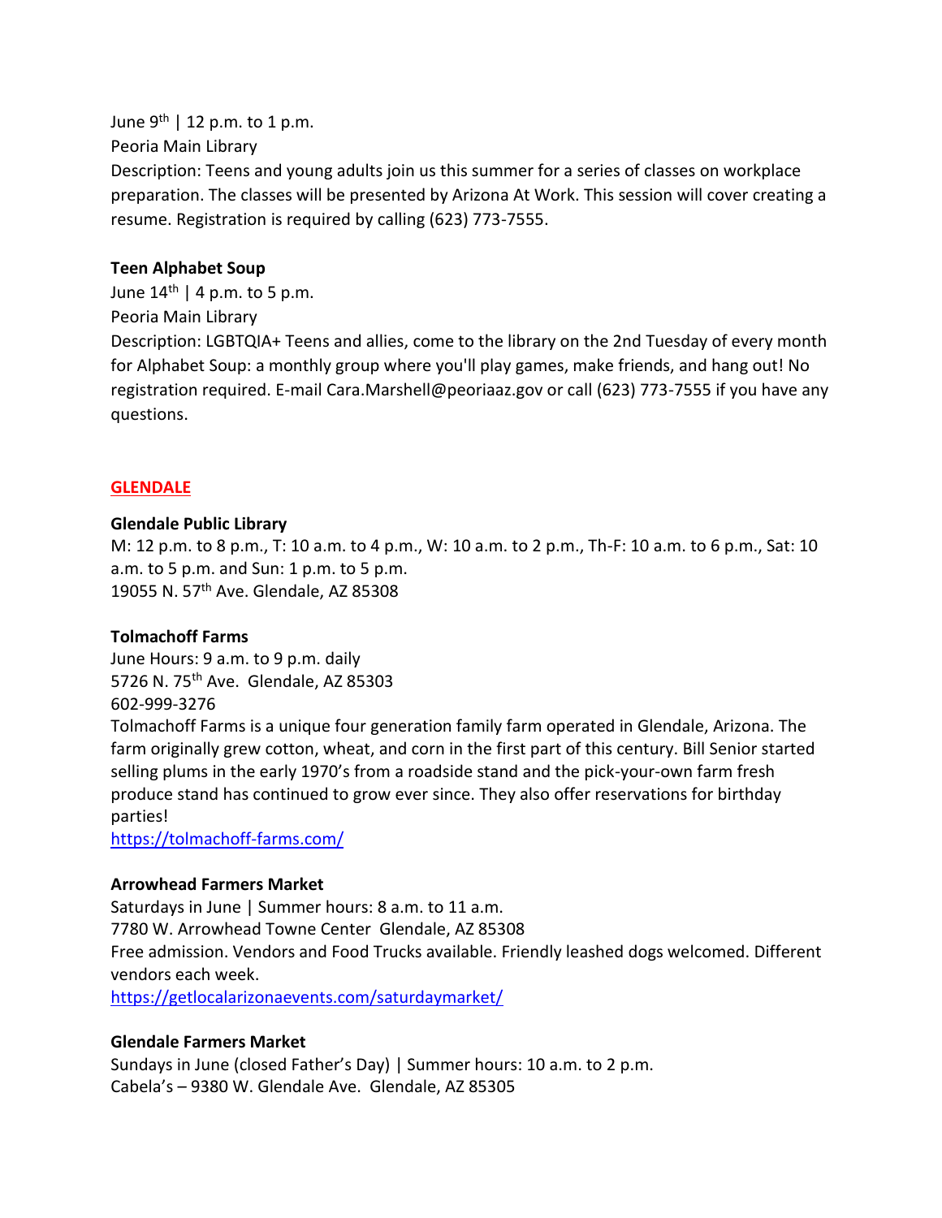June 9th | 12 p.m. to 1 p.m.
Peoria Main Library
Description: Teens and young adults join us this summer for a series of classes on workplace preparation. The classes will be presented by Arizona At Work. This session will cover creating a resume. Registration is required by calling (623) 773-7555.

**Teen Alphabet Soup**
June 14th | 4 p.m. to 5 p.m.
Peoria Main Library
Description: LGBTQIA+ Teens and allies, come to the library on the 2nd Tuesday of every month for Alphabet Soup: a monthly group where you'll play games, make friends, and hang out! No registration required. E-mail Cara.Marshell@peoriaaz.gov or call (623) 773-7555 if you have any questions.

## GLENDALE

**Glendale Public Library**
M: 12 p.m. to 8 p.m., T: 10 a.m. to 4 p.m., W: 10 a.m. to 2 p.m., Th-F: 10 a.m. to 6 p.m., Sat: 10 a.m. to 5 p.m. and Sun: 1 p.m. to 5 p.m.
19055 N. 57th Ave. Glendale, AZ 85308

**Tolmachoff Farms**
June Hours: 9 a.m. to 9 p.m. daily
5726 N. 75th Ave. Glendale, AZ 85303
602-999-3276
Tolmachoff Farms is a unique four generation family farm operated in Glendale, Arizona. The farm originally grew cotton, wheat, and corn in the first part of this century. Bill Senior started selling plums in the early 1970's from a roadside stand and the pick-your-own farm fresh produce stand has continued to grow ever since. They also offer reservations for birthday parties!
https://tolmachoff-farms.com/

**Arrowhead Farmers Market**
Saturdays in June | Summer hours: 8 a.m. to 11 a.m.
7780 W. Arrowhead Towne Center Glendale, AZ 85308
Free admission. Vendors and Food Trucks available. Friendly leashed dogs welcomed. Different vendors each week.
https://getlocalarizonaevents.com/saturdaymarket/

**Glendale Farmers Market**
Sundays in June (closed Father's Day) | Summer hours: 10 a.m. to 2 p.m.
Cabela's – 9380 W. Glendale Ave. Glendale, AZ 85305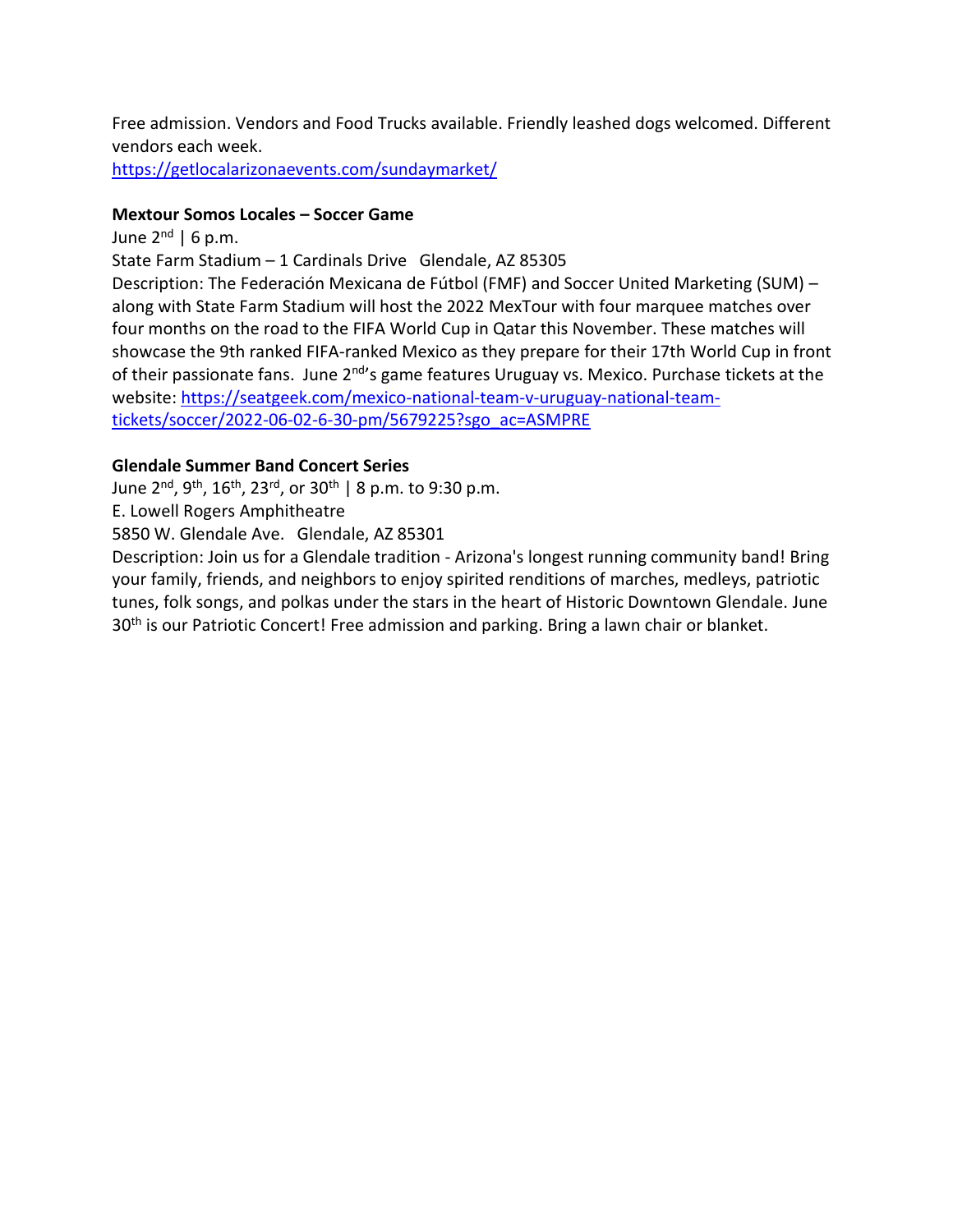Free admission. Vendors and Food Trucks available. Friendly leashed dogs welcomed. Different vendors each week.
https://getlocalarizonaevents.com/sundaymarket/

**Mextour Somos Locales – Soccer Game**

June 2nd | 6 p.m.

State Farm Stadium – 1 Cardinals Drive Glendale, AZ 85305

Description: The Federación Mexicana de Fútbol (FMF) and Soccer United Marketing (SUM) – along with State Farm Stadium will host the 2022 MexTour with four marquee matches over four months on the road to the FIFA World Cup in Qatar this November. These matches will showcase the 9th ranked FIFA-ranked Mexico as they prepare for their 17th World Cup in front of their passionate fans. June 2nd's game features Uruguay vs. Mexico. Purchase tickets at the website: https://seatgeek.com/mexico-national-team-v-uruguay-national-team-tickets/soccer/2022-06-02-6-30-pm/5679225?sgo_ac=ASMPRE

**Glendale Summer Band Concert Series**

June 2nd, 9th, 16th, 23rd, or 30th | 8 p.m. to 9:30 p.m.

E. Lowell Rogers Amphitheatre

5850 W. Glendale Ave. Glendale, AZ 85301

Description: Join us for a Glendale tradition - Arizona's longest running community band! Bring your family, friends, and neighbors to enjoy spirited renditions of marches, medleys, patriotic tunes, folk songs, and polkas under the stars in the heart of Historic Downtown Glendale. June 30th is our Patriotic Concert! Free admission and parking. Bring a lawn chair or blanket.